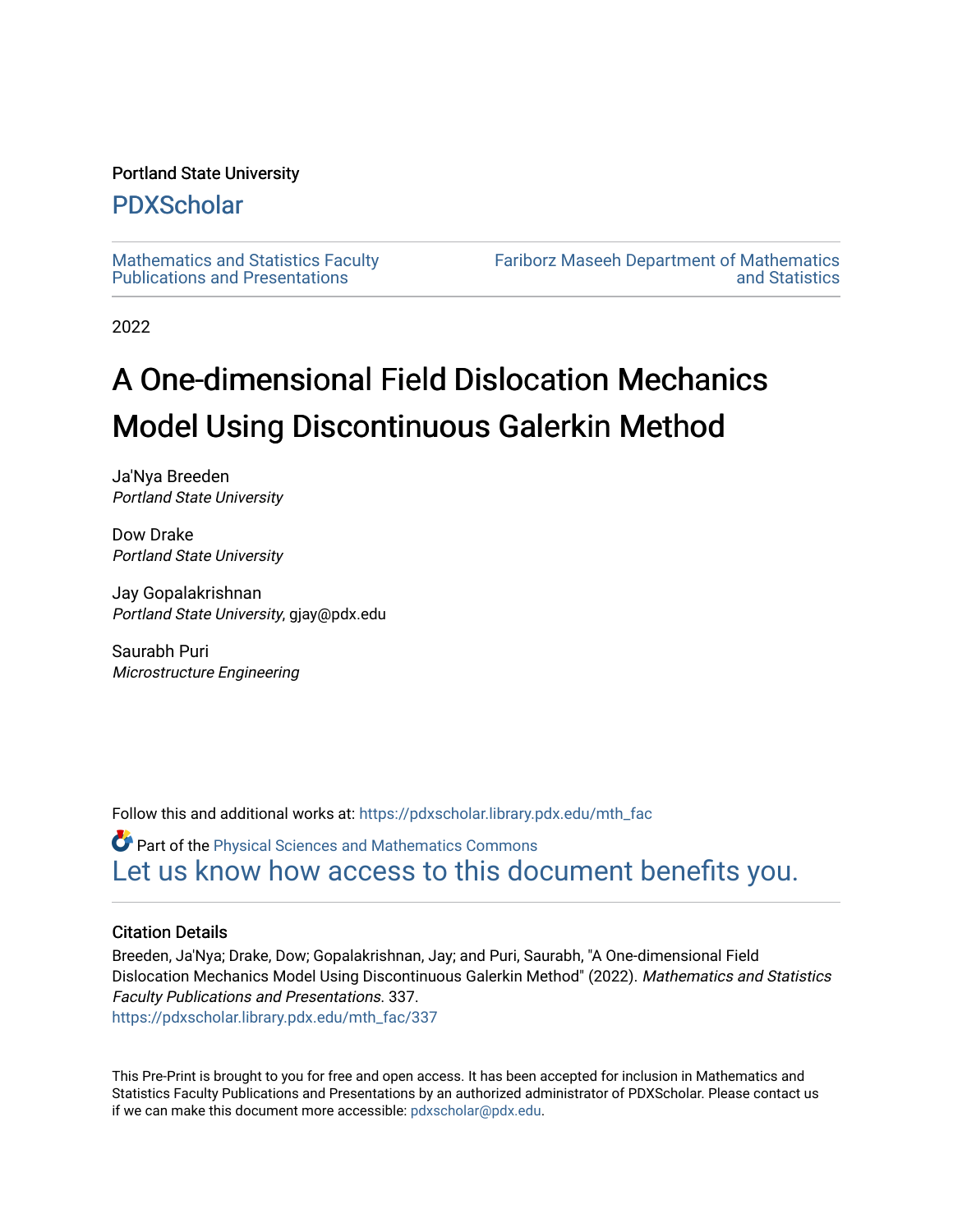Portland State University

# PDXScholar

Mathematics and Statistics Faculty Publications and Presentations

Fariborz Maseeh Department of Mathematics and Statistics

2022

# A One-dimensional Field Dislocation Mechanics Model Using Discontinuous Galerkin Method

Ja'Nya Breeden
*Portland State University*

Dow Drake
*Portland State University*

Jay Gopalakrishnan
*Portland State University*, gjay@pdx.edu

Saurabh Puri
*Microstructure Engineering*

Follow this and additional works at: https://pdxscholar.library.pdx.edu/mth_fac

Part of the Physical Sciences and Mathematics Commons

Let us know how access to this document benefits you.

## Citation Details

Breeden, Ja'Nya; Drake, Dow; Gopalakrishnan, Jay; and Puri, Saurabh, "A One-dimensional Field Dislocation Mechanics Model Using Discontinuous Galerkin Method" (2022). *Mathematics and Statistics Faculty Publications and Presentations*. 337.
https://pdxscholar.library.pdx.edu/mth_fac/337

This Pre-Print is brought to you for free and open access. It has been accepted for inclusion in Mathematics and Statistics Faculty Publications and Presentations by an authorized administrator of PDXScholar. Please contact us if we can make this document more accessible: pdxscholar@pdx.edu.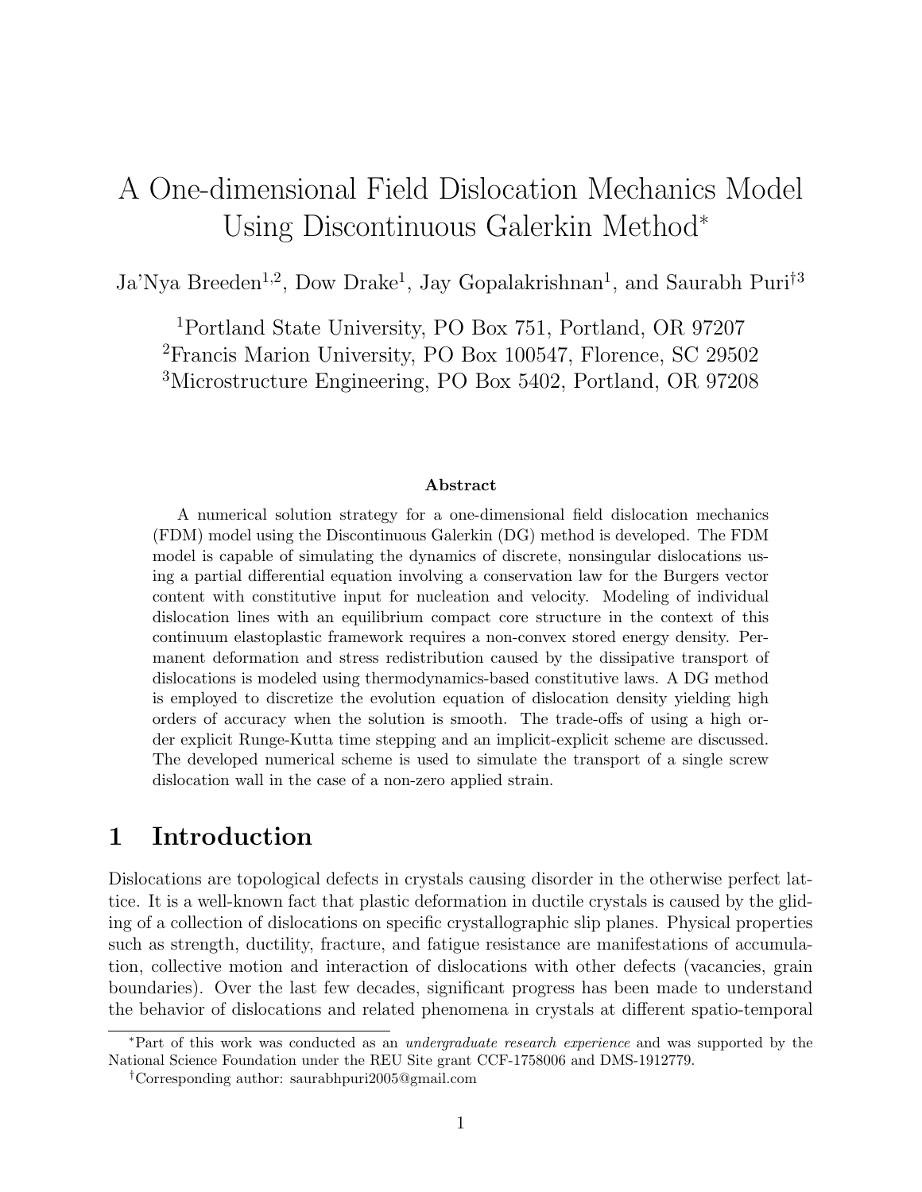# A One-dimensional Field Dislocation Mechanics Model Using Discontinuous Galerkin Method*

Ja'Nya Breeden[1,2], Dow Drake[1], Jay Gopalakrishnan[1], and Saurabh Puri[†3]

[1]Portland State University, PO Box 751, Portland, OR 97207

[2]Francis Marion University, PO Box 100547, Florence, SC 29502

[3]Microstructure Engineering, PO Box 5402, Portland, OR 97208

**Abstract**

A numerical solution strategy for a one-dimensional field dislocation mechanics (FDM) model using the Discontinuous Galerkin (DG) method is developed. The FDM model is capable of simulating the dynamics of discrete, nonsingular dislocations using a partial differential equation involving a conservation law for the Burgers vector content with constitutive input for nucleation and velocity. Modeling of individual dislocation lines with an equilibrium compact core structure in the context of this continuum elastoplastic framework requires a non-convex stored energy density. Permanent deformation and stress redistribution caused by the dissipative transport of dislocations is modeled using thermodynamics-based constitutive laws. A DG method is employed to discretize the evolution equation of dislocation density yielding high orders of accuracy when the solution is smooth. The trade-offs of using a high order explicit Runge-Kutta time stepping and an implicit-explicit scheme are discussed. The developed numerical scheme is used to simulate the transport of a single screw dislocation wall in the case of a non-zero applied strain.

## 1 Introduction

Dislocations are topological defects in crystals causing disorder in the otherwise perfect lattice. It is a well-known fact that plastic deformation in ductile crystals is caused by the gliding of a collection of dislocations on specific crystallographic slip planes. Physical properties such as strength, ductility, fracture, and fatigue resistance are manifestations of accumulation, collective motion and interaction of dislocations with other defects (vacancies, grain boundaries). Over the last few decades, significant progress has been made to understand the behavior of dislocations and related phenomena in crystals at different spatio-temporal

*Part of this work was conducted as an *undergraduate research experience* and was supported by the National Science Foundation under the REU Site grant CCF-1758006 and DMS-1912779.

†Corresponding author: saurabhpuri2005@gmail.com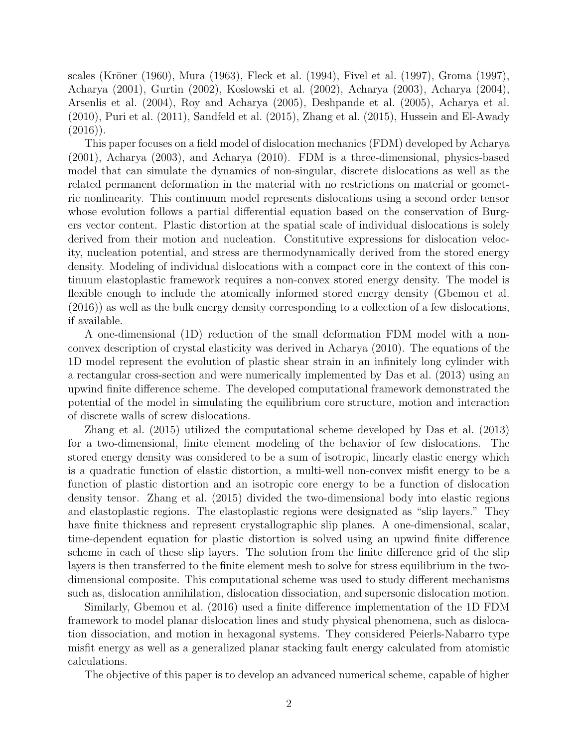scales (Kröner (1960), Mura (1963), Fleck et al. (1994), Fivel et al. (1997), Groma (1997), Acharya (2001), Gurtin (2002), Koslowski et al. (2002), Acharya (2003), Acharya (2004), Arsenlis et al. (2004), Roy and Acharya (2005), Deshpande et al. (2005), Acharya et al. (2010), Puri et al. (2011), Sandfeld et al. (2015), Zhang et al. (2015), Hussein and El-Awady (2016)).

This paper focuses on a field model of dislocation mechanics (FDM) developed by Acharya (2001), Acharya (2003), and Acharya (2010). FDM is a three-dimensional, physics-based model that can simulate the dynamics of non-singular, discrete dislocations as well as the related permanent deformation in the material with no restrictions on material or geometric nonlinearity. This continuum model represents dislocations using a second order tensor whose evolution follows a partial differential equation based on the conservation of Burgers vector content. Plastic distortion at the spatial scale of individual dislocations is solely derived from their motion and nucleation. Constitutive expressions for dislocation velocity, nucleation potential, and stress are thermodynamically derived from the stored energy density. Modeling of individual dislocations with a compact core in the context of this continuum elastoplastic framework requires a non-convex stored energy density. The model is flexible enough to include the atomically informed stored energy density (Gbemou et al. (2016)) as well as the bulk energy density corresponding to a collection of a few dislocations, if available.

A one-dimensional (1D) reduction of the small deformation FDM model with a non-convex description of crystal elasticity was derived in Acharya (2010). The equations of the 1D model represent the evolution of plastic shear strain in an infinitely long cylinder with a rectangular cross-section and were numerically implemented by Das et al. (2013) using an upwind finite difference scheme. The developed computational framework demonstrated the potential of the model in simulating the equilibrium core structure, motion and interaction of discrete walls of screw dislocations.

Zhang et al. (2015) utilized the computational scheme developed by Das et al. (2013) for a two-dimensional, finite element modeling of the behavior of few dislocations. The stored energy density was considered to be a sum of isotropic, linearly elastic energy which is a quadratic function of elastic distortion, a multi-well non-convex misfit energy to be a function of plastic distortion and an isotropic core energy to be a function of dislocation density tensor. Zhang et al. (2015) divided the two-dimensional body into elastic regions and elastoplastic regions. The elastoplastic regions were designated as "slip layers." They have finite thickness and represent crystallographic slip planes. A one-dimensional, scalar, time-dependent equation for plastic distortion is solved using an upwind finite difference scheme in each of these slip layers. The solution from the finite difference grid of the slip layers is then transferred to the finite element mesh to solve for stress equilibrium in the two-dimensional composite. This computational scheme was used to study different mechanisms such as, dislocation annihilation, dislocation dissociation, and supersonic dislocation motion.

Similarly, Gbemou et al. (2016) used a finite difference implementation of the 1D FDM framework to model planar dislocation lines and study physical phenomena, such as dislocation dissociation, and motion in hexagonal systems. They considered Peierls-Nabarro type misfit energy as well as a generalized planar stacking fault energy calculated from atomistic calculations.

The objective of this paper is to develop an advanced numerical scheme, capable of higher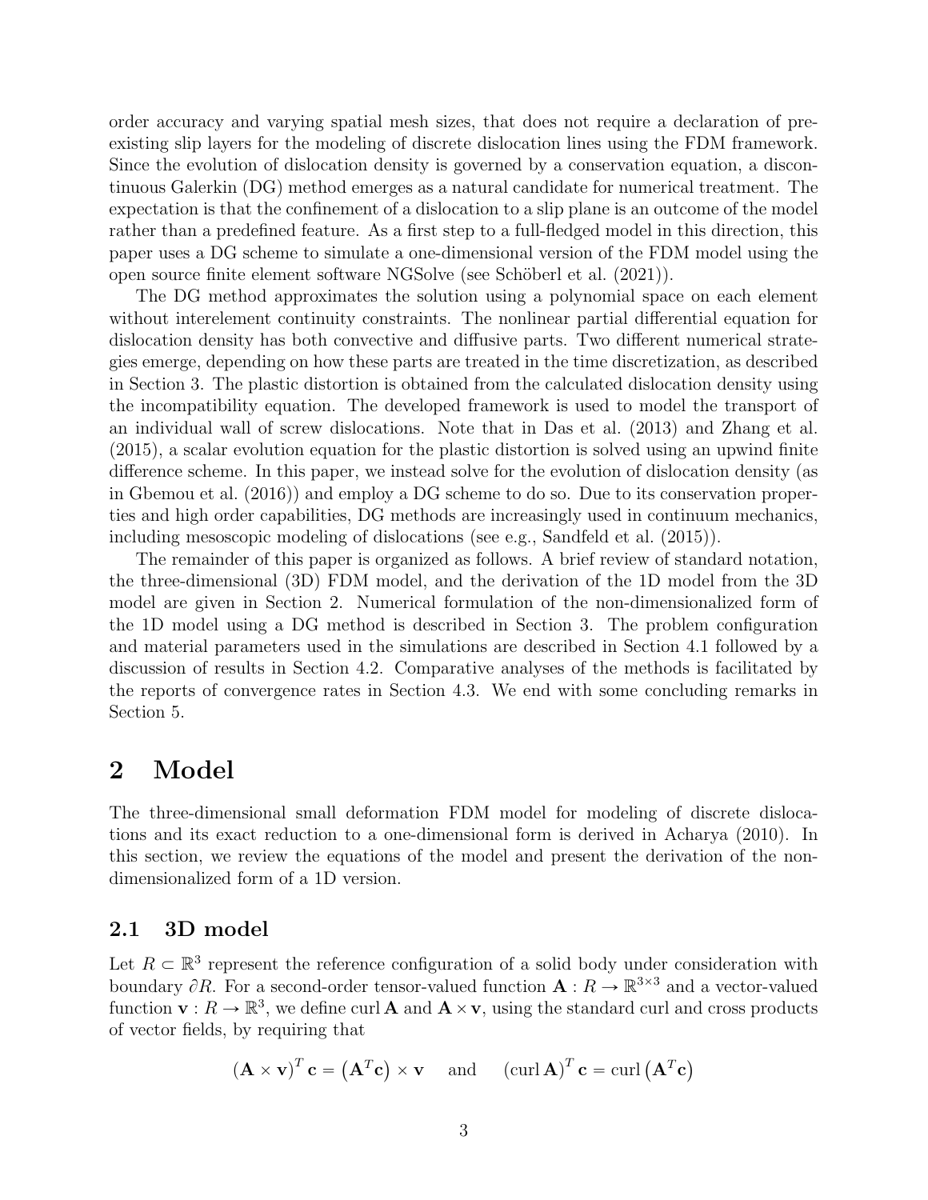order accuracy and varying spatial mesh sizes, that does not require a declaration of preexisting slip layers for the modeling of discrete dislocation lines using the FDM framework. Since the evolution of dislocation density is governed by a conservation equation, a discontinuous Galerkin (DG) method emerges as a natural candidate for numerical treatment. The expectation is that the confinement of a dislocation to a slip plane is an outcome of the model rather than a predefined feature. As a first step to a full-fledged model in this direction, this paper uses a DG scheme to simulate a one-dimensional version of the FDM model using the open source finite element software NGSolve (see Schöberl et al. (2021)).

The DG method approximates the solution using a polynomial space on each element without interelement continuity constraints. The nonlinear partial differential equation for dislocation density has both convective and diffusive parts. Two different numerical strategies emerge, depending on how these parts are treated in the time discretization, as described in Section 3. The plastic distortion is obtained from the calculated dislocation density using the incompatibility equation. The developed framework is used to model the transport of an individual wall of screw dislocations. Note that in Das et al. (2013) and Zhang et al. (2015), a scalar evolution equation for the plastic distortion is solved using an upwind finite difference scheme. In this paper, we instead solve for the evolution of dislocation density (as in Gbemou et al. (2016)) and employ a DG scheme to do so. Due to its conservation properties and high order capabilities, DG methods are increasingly used in continuum mechanics, including mesoscopic modeling of dislocations (see e.g., Sandfeld et al. (2015)).

The remainder of this paper is organized as follows. A brief review of standard notation, the three-dimensional (3D) FDM model, and the derivation of the 1D model from the 3D model are given in Section 2. Numerical formulation of the non-dimensionalized form of the 1D model using a DG method is described in Section 3. The problem configuration and material parameters used in the simulations are described in Section 4.1 followed by a discussion of results in Section 4.2. Comparative analyses of the methods is facilitated by the reports of convergence rates in Section 4.3. We end with some concluding remarks in Section 5.

# 2 Model

The three-dimensional small deformation FDM model for modeling of discrete dislocations and its exact reduction to a one-dimensional form is derived in Acharya (2010). In this section, we review the equations of the model and present the derivation of the non-dimensionalized form of a 1D version.

## 2.1 3D model

Let $R \subset \mathbb{R}^3$ represent the reference configuration of a solid body under consideration with boundary $\partial R$. For a second-order tensor-valued function $\mathbf{A} : R \to \mathbb{R}^{3\times 3}$ and a vector-valued function $\mathbf{v} : R \to \mathbb{R}^3$, we define $\operatorname{curl} \mathbf{A}$ and $\mathbf{A} \times \mathbf{v}$, using the standard curl and cross products of vector fields, by requiring that

$$(\mathbf{A} \times \mathbf{v})^T \mathbf{c} = \left(\mathbf{A}^T \mathbf{c}\right) \times \mathbf{v} \quad \text{and} \quad (\operatorname{curl} \mathbf{A})^T \mathbf{c} = \operatorname{curl}\left(\mathbf{A}^T \mathbf{c}\right)$$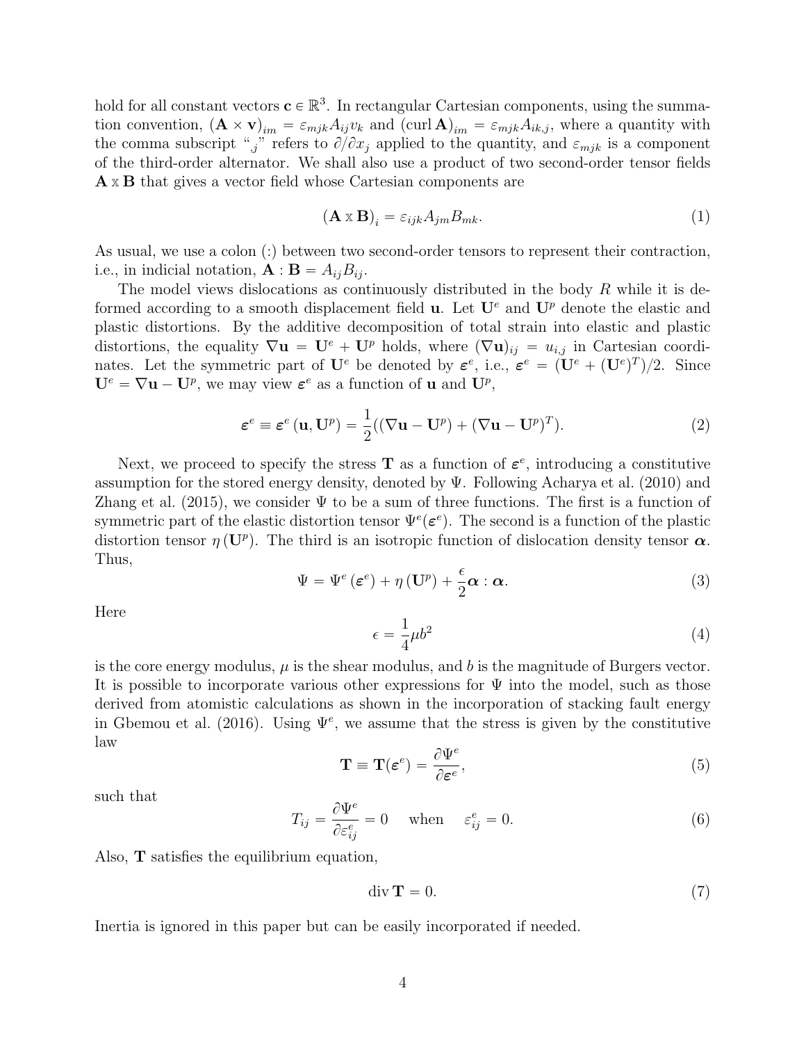hold for all constant vectors $\mathbf{c} \in \mathbb{R}^3$. In rectangular Cartesian components, using the summation convention, $(\mathbf{A} \times \mathbf{v})_{im} = \varepsilon_{mjk} A_{ij} v_k$ and $(\operatorname{curl} \mathbf{A})_{im} = \varepsilon_{mjk} A_{ik,j}$, where a quantity with the comma subscript "$_{,j}$" refers to $\partial/\partial x_j$ applied to the quantity, and $\varepsilon_{mjk}$ is a component of the third-order alternator. We shall also use a product of two second-order tensor fields $\mathbf{A} \mathbin{\text{x}} \mathbf{B}$ that gives a vector field whose Cartesian components are

$$(\mathbf{A} \mathbin{\text{x}} \mathbf{B})_i = \varepsilon_{ijk} A_{jm} B_{mk}. \tag{1}$$

As usual, we use a colon (:) between two second-order tensors to represent their contraction, i.e., in indicial notation, $\mathbf{A} : \mathbf{B} = A_{ij} B_{ij}$.

The model views dislocations as continuously distributed in the body $R$ while it is deformed according to a smooth displacement field $\mathbf{u}$. Let $\mathbf{U}^e$ and $\mathbf{U}^p$ denote the elastic and plastic distortions. By the additive decomposition of total strain into elastic and plastic distortions, the equality $\nabla \mathbf{u} = \mathbf{U}^e + \mathbf{U}^p$ holds, where $(\nabla \mathbf{u})_{ij} = u_{i,j}$ in Cartesian coordinates. Let the symmetric part of $\mathbf{U}^e$ be denoted by $\boldsymbol{\varepsilon}^e$, i.e., $\boldsymbol{\varepsilon}^e = (\mathbf{U}^e + (\mathbf{U}^e)^T)/2$. Since $\mathbf{U}^e = \nabla \mathbf{u} - \mathbf{U}^p$, we may view $\boldsymbol{\varepsilon}^e$ as a function of $\mathbf{u}$ and $\mathbf{U}^p$,

$$\boldsymbol{\varepsilon}^e \equiv \boldsymbol{\varepsilon}^e(\mathbf{u}, \mathbf{U}^p) = \frac{1}{2}((\nabla \mathbf{u} - \mathbf{U}^p) + (\nabla \mathbf{u} - \mathbf{U}^p)^T). \tag{2}$$

Next, we proceed to specify the stress $\mathbf{T}$ as a function of $\boldsymbol{\varepsilon}^e$, introducing a constitutive assumption for the stored energy density, denoted by $\Psi$. Following Acharya et al. (2010) and Zhang et al. (2015), we consider $\Psi$ to be a sum of three functions. The first is a function of symmetric part of the elastic distortion tensor $\Psi^e(\boldsymbol{\varepsilon}^e)$. The second is a function of the plastic distortion tensor $\eta(\mathbf{U}^p)$. The third is an isotropic function of dislocation density tensor $\boldsymbol{\alpha}$. Thus,

$$\Psi = \Psi^e(\boldsymbol{\varepsilon}^e) + \eta(\mathbf{U}^p) + \frac{\epsilon}{2} \boldsymbol{\alpha} : \boldsymbol{\alpha}. \tag{3}$$

Here

$$\epsilon = \frac{1}{4} \mu b^2 \tag{4}$$

is the core energy modulus, $\mu$ is the shear modulus, and $b$ is the magnitude of Burgers vector. It is possible to incorporate various other expressions for $\Psi$ into the model, such as those derived from atomistic calculations as shown in the incorporation of stacking fault energy in Gbemou et al. (2016). Using $\Psi^e$, we assume that the stress is given by the constitutive law

$$\mathbf{T} \equiv \mathbf{T}(\boldsymbol{\varepsilon}^e) = \frac{\partial \Psi^e}{\partial \boldsymbol{\varepsilon}^e}, \tag{5}$$

such that

$$T_{ij} = \frac{\partial \Psi^e}{\partial \varepsilon^e_{ij}} = 0 \quad \text{when} \quad \varepsilon^e_{ij} = 0. \tag{6}$$

Also, $\mathbf{T}$ satisfies the equilibrium equation,

$$\operatorname{div} \mathbf{T} = 0. \tag{7}$$

Inertia is ignored in this paper but can be easily incorporated if needed.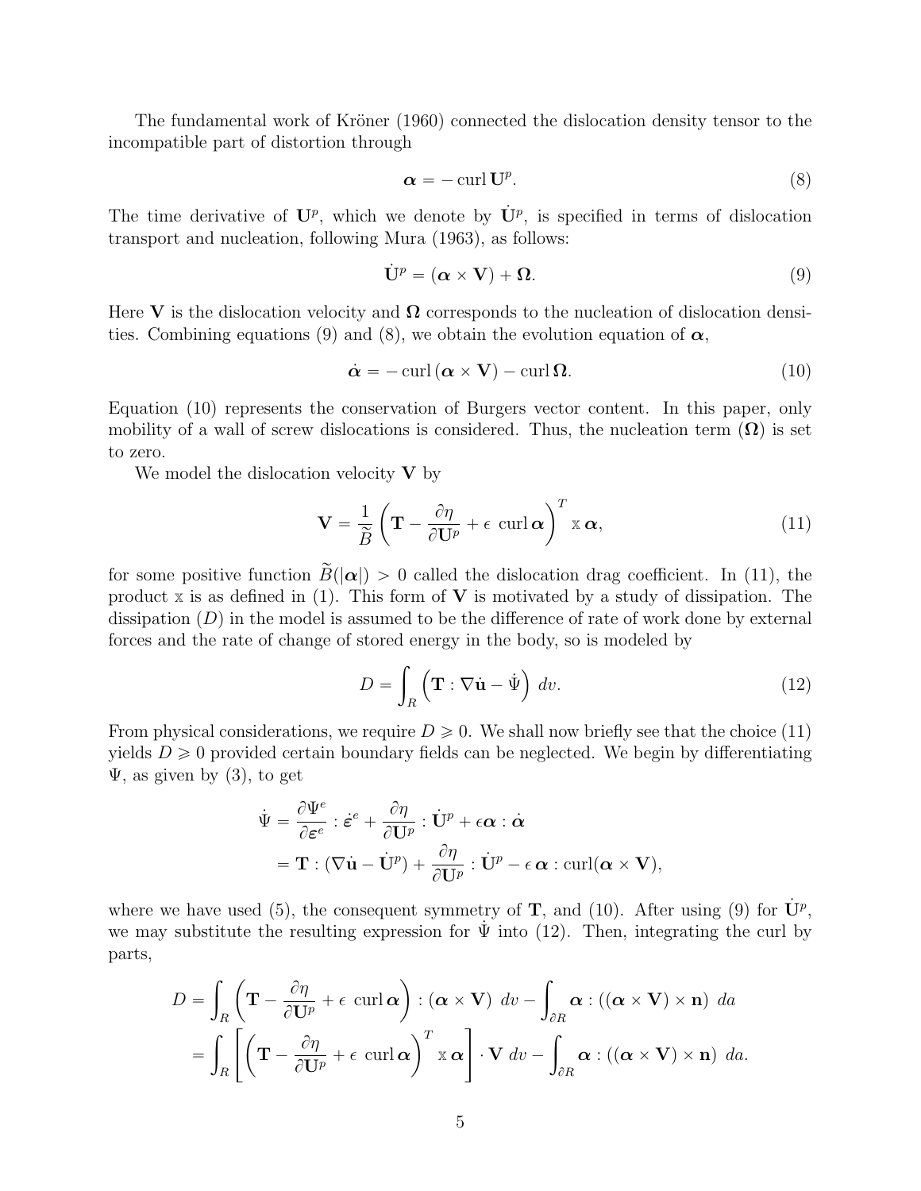The fundamental work of Kröner (1960) connected the dislocation density tensor to the incompatible part of distortion through

$$\boldsymbol{\alpha} = -\operatorname{curl} \mathbf{U}^p. \tag{8}$$

The time derivative of $\mathbf{U}^p$, which we denote by $\dot{\mathbf{U}}^p$, is specified in terms of dislocation transport and nucleation, following Mura (1963), as follows:

$$\dot{\mathbf{U}}^p = (\boldsymbol{\alpha} \times \mathbf{V}) + \boldsymbol{\Omega}. \tag{9}$$

Here $\mathbf{V}$ is the dislocation velocity and $\boldsymbol{\Omega}$ corresponds to the nucleation of dislocation densities. Combining equations (9) and (8), we obtain the evolution equation of $\boldsymbol{\alpha}$,

$$\dot{\boldsymbol{\alpha}} = -\operatorname{curl}(\boldsymbol{\alpha} \times \mathbf{V}) - \operatorname{curl} \boldsymbol{\Omega}. \tag{10}$$

Equation (10) represents the conservation of Burgers vector content. In this paper, only mobility of a wall of screw dislocations is considered. Thus, the nucleation term ($\boldsymbol{\Omega}$) is set to zero.

We model the dislocation velocity $\mathbf{V}$ by

$$\mathbf{V} = \frac{1}{\widetilde{B}} \left( \mathbf{T} - \frac{\partial \eta}{\partial \mathbf{U}^p} + \epsilon \, \operatorname{curl} \boldsymbol{\alpha} \right)^T \mathbb{x} \, \boldsymbol{\alpha}, \tag{11}$$

for some positive function $\widetilde{B}(|\boldsymbol{\alpha}|) > 0$ called the dislocation drag coefficient. In (11), the product $\mathbb{x}$ is as defined in (1). This form of $\mathbf{V}$ is motivated by a study of dissipation. The dissipation ($D$) in the model is assumed to be the difference of rate of work done by external forces and the rate of change of stored energy in the body, so is modeled by

$$D = \int_R \left( \mathbf{T} : \nabla \dot{\mathbf{u}} - \dot{\Psi} \right) \, dv. \tag{12}$$

From physical considerations, we require $D \geqslant 0$. We shall now briefly see that the choice (11) yields $D \geqslant 0$ provided certain boundary fields can be neglected. We begin by differentiating $\Psi$, as given by (3), to get

$$\begin{aligned}
\dot{\Psi} &= \frac{\partial \Psi^e}{\partial \boldsymbol{\varepsilon}^e} : \dot{\boldsymbol{\varepsilon}}^e + \frac{\partial \eta}{\partial \mathbf{U}^p} : \dot{\mathbf{U}}^p + \epsilon \boldsymbol{\alpha} : \dot{\boldsymbol{\alpha}} \\
&= \mathbf{T} : (\nabla \dot{\mathbf{u}} - \dot{\mathbf{U}}^p) + \frac{\partial \eta}{\partial \mathbf{U}^p} : \dot{\mathbf{U}}^p - \epsilon \, \boldsymbol{\alpha} : \operatorname{curl}(\boldsymbol{\alpha} \times \mathbf{V}),
\end{aligned}$$

where we have used (5), the consequent symmetry of $\mathbf{T}$, and (10). After using (9) for $\dot{\mathbf{U}}^p$, we may substitute the resulting expression for $\dot{\Psi}$ into (12). Then, integrating the curl by parts,

$$\begin{aligned}
D &= \int_R \left( \mathbf{T} - \frac{\partial \eta}{\partial \mathbf{U}^p} + \epsilon \, \operatorname{curl} \boldsymbol{\alpha} \right) : (\boldsymbol{\alpha} \times \mathbf{V}) \, dv - \int_{\partial R} \boldsymbol{\alpha} : ((\boldsymbol{\alpha} \times \mathbf{V}) \times \mathbf{n}) \, da \\
&= \int_R \left[ \left( \mathbf{T} - \frac{\partial \eta}{\partial \mathbf{U}^p} + \epsilon \, \operatorname{curl} \boldsymbol{\alpha} \right)^T \mathbb{x} \, \boldsymbol{\alpha} \right] \cdot \mathbf{V} \, dv - \int_{\partial R} \boldsymbol{\alpha} : ((\boldsymbol{\alpha} \times \mathbf{V}) \times \mathbf{n}) \, da.
\end{aligned}$$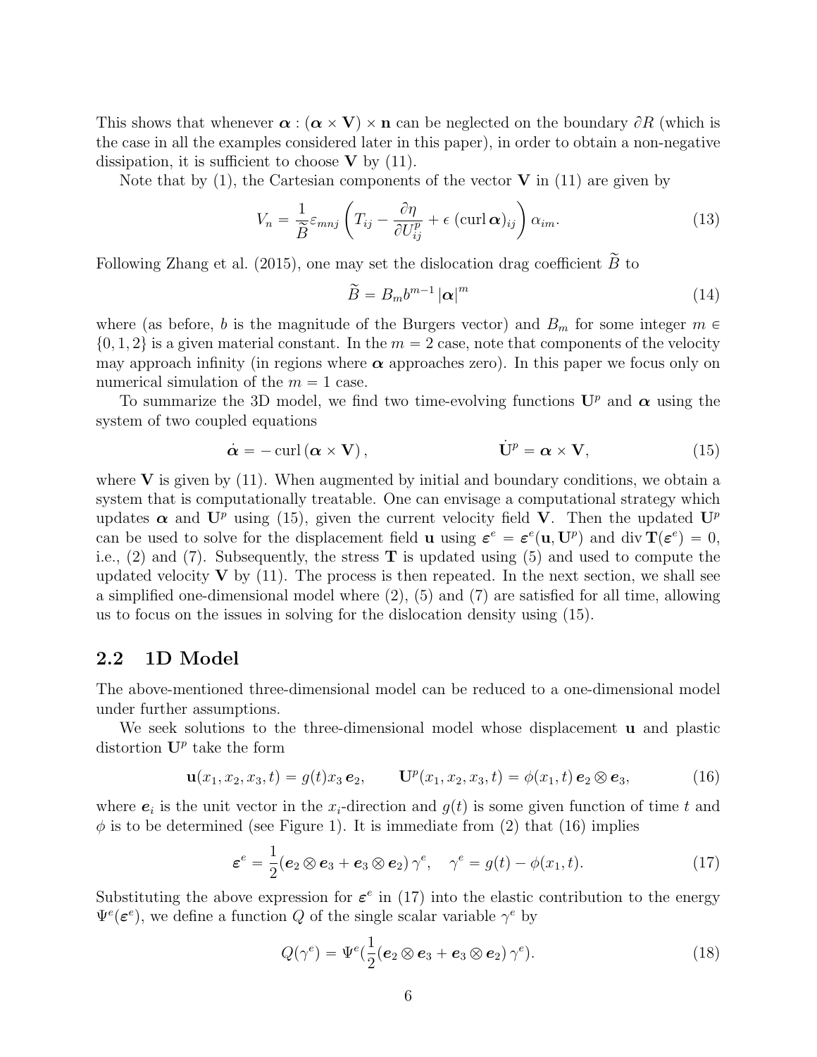This shows that whenever $\boldsymbol{\alpha} : (\boldsymbol{\alpha} \times \mathbf{V}) \times \mathbf{n}$ can be neglected on the boundary $\partial R$ (which is the case in all the examples considered later in this paper), in order to obtain a non-negative dissipation, it is sufficient to choose $\mathbf{V}$ by (11).

Note that by (1), the Cartesian components of the vector $\mathbf{V}$ in (11) are given by

$$V_n = \frac{1}{\widetilde{B}} \varepsilon_{mnj} \left( T_{ij} - \frac{\partial \eta}{\partial U^p_{ij}} + \epsilon \, (\operatorname{curl} \boldsymbol{\alpha})_{ij} \right) \alpha_{im}. \tag{13}$$

Following Zhang et al. (2015), one may set the dislocation drag coefficient $\widetilde{B}$ to

$$\widetilde{B} = B_m b^{m-1} |\boldsymbol{\alpha}|^m \tag{14}$$

where (as before, $b$ is the magnitude of the Burgers vector) and $B_m$ for some integer $m \in \{0, 1, 2\}$ is a given material constant. In the $m = 2$ case, note that components of the velocity may approach infinity (in regions where $\boldsymbol{\alpha}$ approaches zero). In this paper we focus only on numerical simulation of the $m = 1$ case.

To summarize the 3D model, we find two time-evolving functions $\mathbf{U}^p$ and $\boldsymbol{\alpha}$ using the system of two coupled equations

$$\dot{\boldsymbol{\alpha}} = -\operatorname{curl}(\boldsymbol{\alpha} \times \mathbf{V}), \qquad \dot{\mathbf{U}}^p = \boldsymbol{\alpha} \times \mathbf{V}, \tag{15}$$

where $\mathbf{V}$ is given by (11). When augmented by initial and boundary conditions, we obtain a system that is computationally treatable. One can envisage a computational strategy which updates $\boldsymbol{\alpha}$ and $\mathbf{U}^p$ using (15), given the current velocity field $\mathbf{V}$. Then the updated $\mathbf{U}^p$ can be used to solve for the displacement field $\mathbf{u}$ using $\boldsymbol{\varepsilon}^e = \boldsymbol{\varepsilon}^e(\mathbf{u}, \mathbf{U}^p)$ and $\operatorname{div} \mathbf{T}(\boldsymbol{\varepsilon}^e) = 0$, i.e., (2) and (7). Subsequently, the stress $\mathbf{T}$ is updated using (5) and used to compute the updated velocity $\mathbf{V}$ by (11). The process is then repeated. In the next section, we shall see a simplified one-dimensional model where (2), (5) and (7) are satisfied for all time, allowing us to focus on the issues in solving for the dislocation density using (15).

## 2.2 1D Model

The above-mentioned three-dimensional model can be reduced to a one-dimensional model under further assumptions.

We seek solutions to the three-dimensional model whose displacement $\mathbf{u}$ and plastic distortion $\mathbf{U}^p$ take the form

$$\mathbf{u}(x_1, x_2, x_3, t) = g(t) x_3 \, \boldsymbol{e}_2, \qquad \mathbf{U}^p(x_1, x_2, x_3, t) = \phi(x_1, t) \, \boldsymbol{e}_2 \otimes \boldsymbol{e}_3, \tag{16}$$

where $\boldsymbol{e}_i$ is the unit vector in the $x_i$-direction and $g(t)$ is some given function of time $t$ and $\phi$ is to be determined (see Figure 1). It is immediate from (2) that (16) implies

$$\boldsymbol{\varepsilon}^e = \frac{1}{2} (\boldsymbol{e}_2 \otimes \boldsymbol{e}_3 + \boldsymbol{e}_3 \otimes \boldsymbol{e}_2) \, \gamma^e, \quad \gamma^e = g(t) - \phi(x_1, t). \tag{17}$$

Substituting the above expression for $\boldsymbol{\varepsilon}^e$ in (17) into the elastic contribution to the energy $\Psi^e(\boldsymbol{\varepsilon}^e)$, we define a function $Q$ of the single scalar variable $\gamma^e$ by

$$Q(\gamma^e) = \Psi^e\left(\frac{1}{2} (\boldsymbol{e}_2 \otimes \boldsymbol{e}_3 + \boldsymbol{e}_3 \otimes \boldsymbol{e}_2) \, \gamma^e\right). \tag{18}$$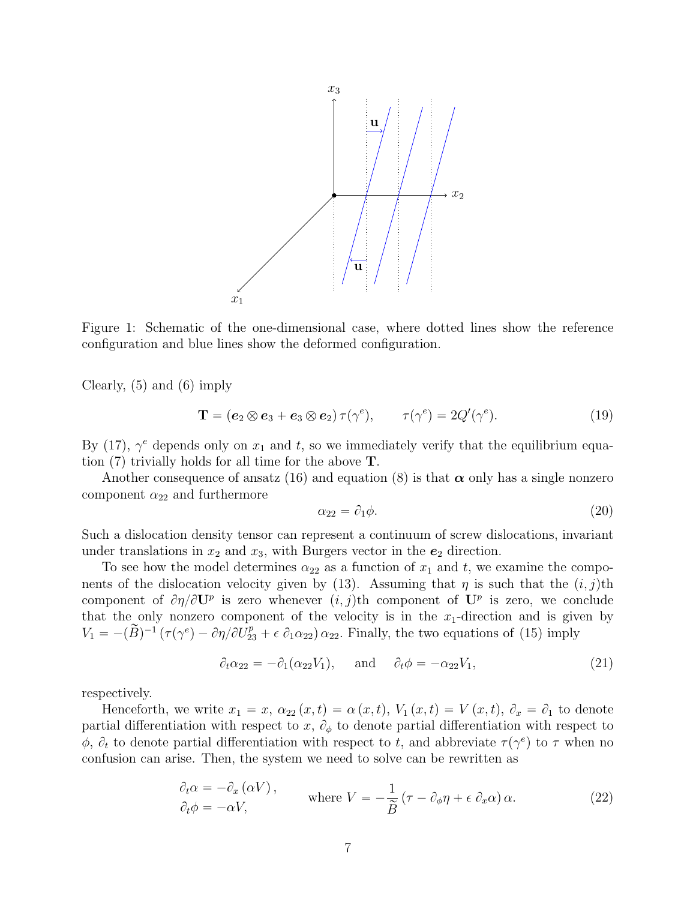Figure 1: Schematic of the one-dimensional case, where dotted lines show the reference configuration and blue lines show the deformed configuration.

Clearly, (5) and (6) imply

$$\mathbf{T} = (\boldsymbol{e}_2 \otimes \boldsymbol{e}_3 + \boldsymbol{e}_3 \otimes \boldsymbol{e}_2)\, \tau(\gamma^e), \qquad \tau(\gamma^e) = 2Q'(\gamma^e). \tag{19}$$

By (17), $\gamma^e$ depends only on $x_1$ and $t$, so we immediately verify that the equilibrium equation (7) trivially holds for all time for the above $\mathbf{T}$.

Another consequence of ansatz (16) and equation (8) is that $\boldsymbol{\alpha}$ only has a single nonzero component $\alpha_{22}$ and furthermore

$$\alpha_{22} = \partial_1 \phi. \tag{20}$$

Such a dislocation density tensor can represent a continuum of screw dislocations, invariant under translations in $x_2$ and $x_3$, with Burgers vector in the $\boldsymbol{e}_2$ direction.

To see how the model determines $\alpha_{22}$ as a function of $x_1$ and $t$, we examine the components of the dislocation velocity given by (13). Assuming that $\eta$ is such that the $(i, j)$th component of $\partial\eta/\partial\mathbf{U}^p$ is zero whenever $(i, j)$th component of $\mathbf{U}^p$ is zero, we conclude that the only nonzero component of the velocity is in the $x_1$-direction and is given by $V_1 = -(\widetilde{B})^{-1}\,(\tau(\gamma^e) - \partial\eta/\partial U^p_{23} + \epsilon\, \partial_1\alpha_{22})\,\alpha_{22}$. Finally, the two equations of (15) imply

$$\partial_t \alpha_{22} = -\partial_1(\alpha_{22} V_1), \quad \text{ and } \quad \partial_t \phi = -\alpha_{22} V_1, \tag{21}$$

respectively.

Henceforth, we write $x_1 = x$, $\alpha_{22}(x, t) = \alpha(x, t)$, $V_1(x, t) = V(x, t)$, $\partial_x = \partial_1$ to denote partial differentiation with respect to $x$, $\partial_\phi$ to denote partial differentiation with respect to $\phi$, $\partial_t$ to denote partial differentiation with respect to $t$, and abbreviate $\tau(\gamma^e)$ to $\tau$ when no confusion can arise. Then, the system we need to solve can be rewritten as

$$\begin{aligned} \partial_t \alpha &= -\partial_x(\alpha V), \\ \partial_t \phi &= -\alpha V, \end{aligned} \qquad \text{where } V = -\frac{1}{\widetilde{B}}\,(\tau - \partial_\phi \eta + \epsilon\, \partial_x \alpha)\,\alpha. \tag{22}$$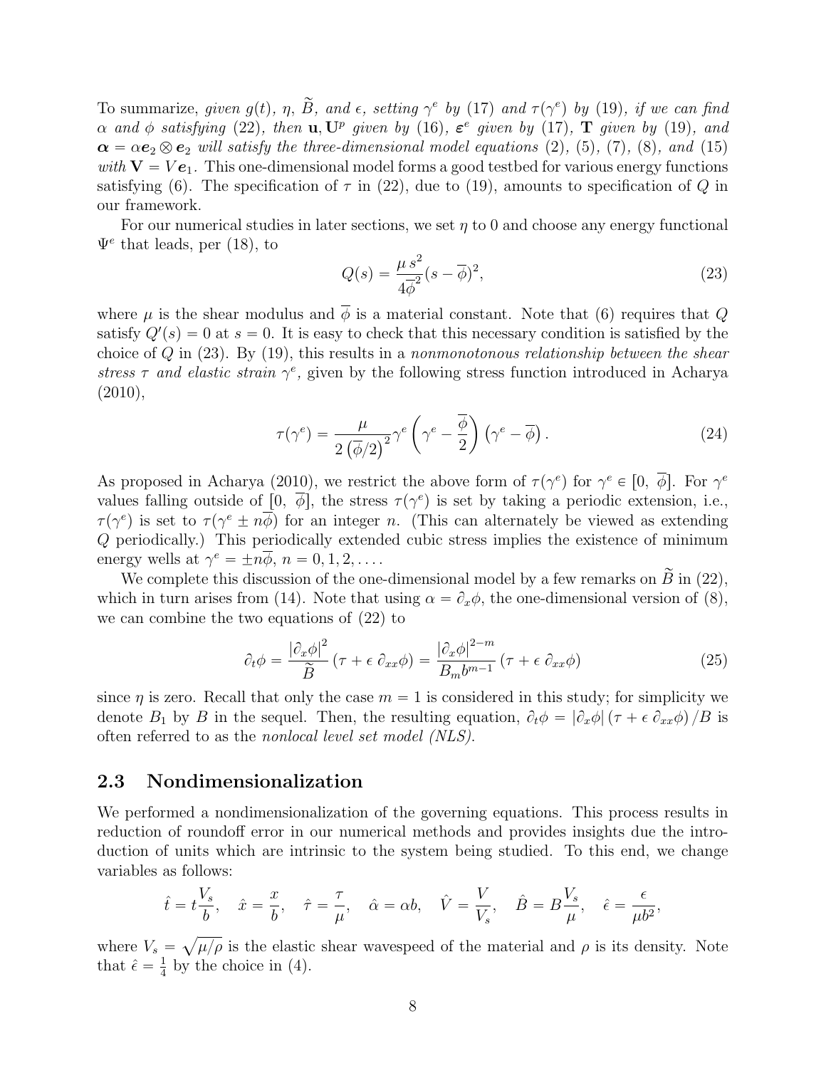To summarize, *given $g(t)$, $\eta$, $\widetilde{B}$, and $\epsilon$, setting $\gamma^e$ by (17) and $\tau(\gamma^e)$ by (19), if we can find $\alpha$ and $\phi$ satisfying (22), then $\mathbf{u}, \mathbf{U}^p$ given by (16), $\boldsymbol{\varepsilon}^e$ given by (17), $\mathbf{T}$ given by (19), and $\boldsymbol{\alpha} = \alpha \boldsymbol{e}_2 \otimes \boldsymbol{e}_2$ will satisfy the three-dimensional model equations (2), (5), (7), (8), and (15) with $\mathbf{V} = V\boldsymbol{e}_1$.* This one-dimensional model forms a good testbed for various energy functions satisfying (6). The specification of $\tau$ in (22), due to (19), amounts to specification of $Q$ in our framework.

For our numerical studies in later sections, we set $\eta$ to 0 and choose any energy functional $\Psi^e$ that leads, per (18), to

$$Q(s) = \frac{\mu\, s^2}{4\overline{\phi}^2}(s - \overline{\phi})^2, \tag{23}$$

where $\mu$ is the shear modulus and $\overline{\phi}$ is a material constant. Note that (6) requires that $Q$ satisfy $Q'(s) = 0$ at $s = 0$. It is easy to check that this necessary condition is satisfied by the choice of $Q$ in (23). By (19), this results in a *nonmonotonous relationship between the shear stress $\tau$ and elastic strain $\gamma^e$*, given by the following stress function introduced in Acharya (2010),

$$\tau(\gamma^e) = \frac{\mu}{2\left(\overline{\phi}/2\right)^2}\gamma^e\left(\gamma^e - \frac{\overline{\phi}}{2}\right)\left(\gamma^e - \overline{\phi}\right). \tag{24}$$

As proposed in Acharya (2010), we restrict the above form of $\tau(\gamma^e)$ for $\gamma^e \in [0,\ \overline{\phi}]$. For $\gamma^e$ values falling outside of $[0,\ \overline{\phi}]$, the stress $\tau(\gamma^e)$ is set by taking a periodic extension, i.e., $\tau(\gamma^e)$ is set to $\tau(\gamma^e \pm n\overline{\phi})$ for an integer $n$. (This can alternately be viewed as extending $Q$ periodically.) This periodically extended cubic stress implies the existence of minimum energy wells at $\gamma^e = \pm n\overline{\phi}$, $n = 0, 1, 2, \ldots$.

We complete this discussion of the one-dimensional model by a few remarks on $\widetilde{B}$ in (22), which in turn arises from (14). Note that using $\alpha = \partial_x\phi$, the one-dimensional version of (8), we can combine the two equations of (22) to

$$\partial_t\phi = \frac{|\partial_x\phi|^2}{\widetilde{B}}\left(\tau + \epsilon\, \partial_{xx}\phi\right) = \frac{|\partial_x\phi|^{2-m}}{B_m b^{m-1}}\left(\tau + \epsilon\, \partial_{xx}\phi\right) \tag{25}$$

since $\eta$ is zero. Recall that only the case $m = 1$ is considered in this study; for simplicity we denote $B_1$ by $B$ in the sequel. Then, the resulting equation, $\partial_t\phi = |\partial_x\phi|\left(\tau + \epsilon\, \partial_{xx}\phi\right)/B$ is often referred to as the *nonlocal level set model (NLS)*.

## 2.3 Nondimensionalization

We performed a nondimensionalization of the governing equations. This process results in reduction of roundoff error in our numerical methods and provides insights due the introduction of units which are intrinsic to the system being studied. To this end, we change variables as follows:

$$\hat{t} = t\frac{V_s}{b}, \quad \hat{x} = \frac{x}{b}, \quad \hat{\tau} = \frac{\tau}{\mu}, \quad \hat{\alpha} = \alpha b, \quad \hat{V} = \frac{V}{V_s}, \quad \hat{B} = B\frac{V_s}{\mu}, \quad \hat{\epsilon} = \frac{\epsilon}{\mu b^2},$$

where $V_s = \sqrt{\mu/\rho}$ is the elastic shear wavespeed of the material and $\rho$ is its density. Note that $\hat{\epsilon} = \frac{1}{4}$ by the choice in (4).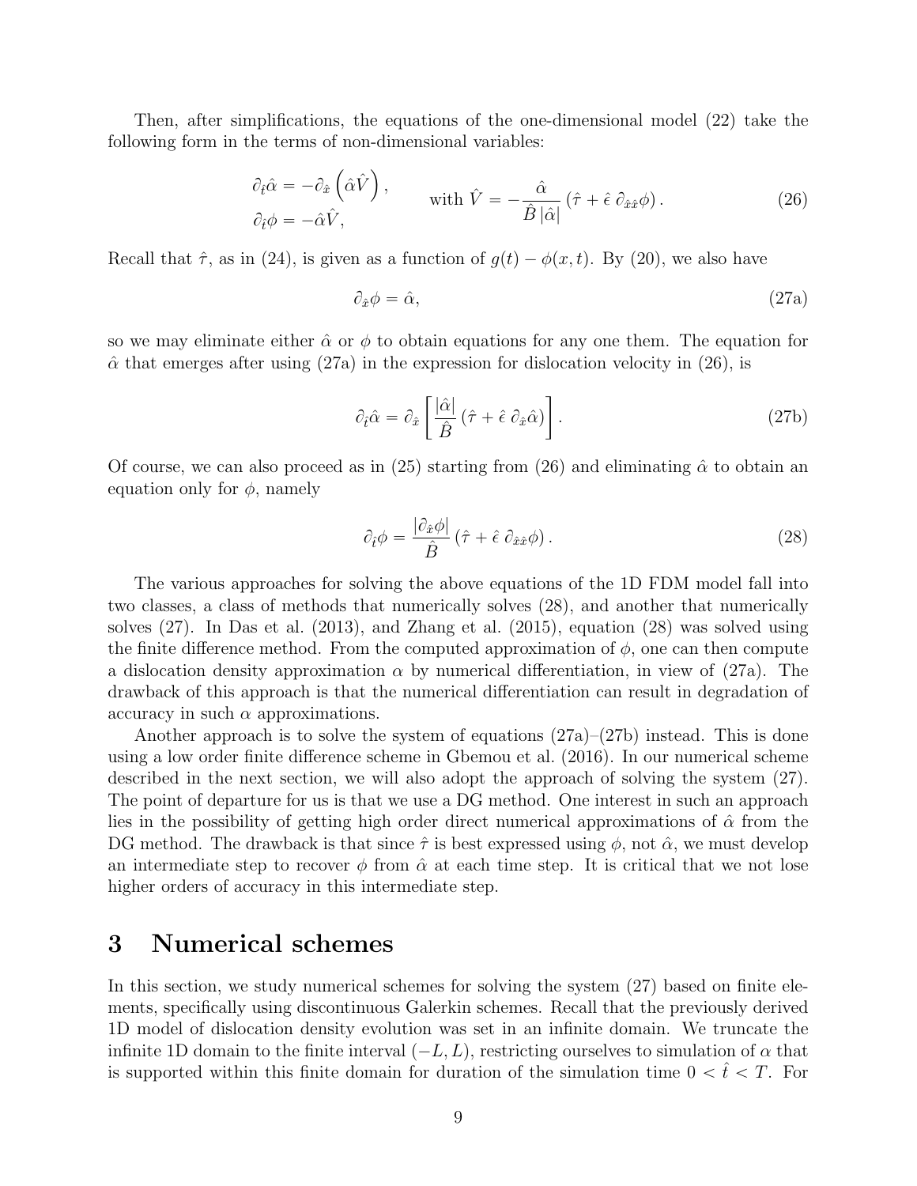Then, after simplifications, the equations of the one-dimensional model (22) take the following form in the terms of non-dimensional variables:

$$
\begin{aligned}
\partial_{\hat{t}}\hat{\alpha} &= -\partial_{\hat{x}}\left(\hat{\alpha}\hat{V}\right), \\
\partial_{\hat{t}}\phi &= -\hat{\alpha}\hat{V},
\end{aligned}
\qquad \text{with } \hat{V} = -\frac{\hat{\alpha}}{\hat{B}\,|\hat{\alpha}|}\left(\hat{\tau} + \hat{\epsilon}\,\partial_{\hat{x}\hat{x}}\phi\right). \tag{26}
$$

Recall that $\hat{\tau}$, as in (24), is given as a function of $g(t) - \phi(x,t)$. By (20), we also have

$$
\partial_{\hat{x}}\phi = \hat{\alpha}, \tag{27a}
$$

so we may eliminate either $\hat{\alpha}$ or $\phi$ to obtain equations for any one them. The equation for $\hat{\alpha}$ that emerges after using (27a) in the expression for dislocation velocity in (26), is

$$
\partial_{\hat{t}}\hat{\alpha} = \partial_{\hat{x}}\left[\frac{|\hat{\alpha}|}{\hat{B}}\left(\hat{\tau} + \hat{\epsilon}\,\partial_{\hat{x}}\hat{\alpha}\right)\right]. \tag{27b}
$$

Of course, we can also proceed as in (25) starting from (26) and eliminating $\hat{\alpha}$ to obtain an equation only for $\phi$, namely

$$
\partial_{\hat{t}}\phi = \frac{|\partial_{\hat{x}}\phi|}{\hat{B}}\left(\hat{\tau} + \hat{\epsilon}\,\partial_{\hat{x}\hat{x}}\phi\right). \tag{28}
$$

The various approaches for solving the above equations of the 1D FDM model fall into two classes, a class of methods that numerically solves (28), and another that numerically solves (27). In Das et al. (2013), and Zhang et al. (2015), equation (28) was solved using the finite difference method. From the computed approximation of $\phi$, one can then compute a dislocation density approximation $\alpha$ by numerical differentiation, in view of (27a). The drawback of this approach is that the numerical differentiation can result in degradation of accuracy in such $\alpha$ approximations.

Another approach is to solve the system of equations (27a)–(27b) instead. This is done using a low order finite difference scheme in Gbemou et al. (2016). In our numerical scheme described in the next section, we will also adopt the approach of solving the system (27). The point of departure for us is that we use a DG method. One interest in such an approach lies in the possibility of getting high order direct numerical approximations of $\hat{\alpha}$ from the DG method. The drawback is that since $\hat{\tau}$ is best expressed using $\phi$, not $\hat{\alpha}$, we must develop an intermediate step to recover $\phi$ from $\hat{\alpha}$ at each time step. It is critical that we not lose higher orders of accuracy in this intermediate step.

# 3 Numerical schemes

In this section, we study numerical schemes for solving the system (27) based on finite elements, specifically using discontinuous Galerkin schemes. Recall that the previously derived 1D model of dislocation density evolution was set in an infinite domain. We truncate the infinite 1D domain to the finite interval $(-L, L)$, restricting ourselves to simulation of $\alpha$ that is supported within this finite domain for duration of the simulation time $0 < \hat{t} < T$. For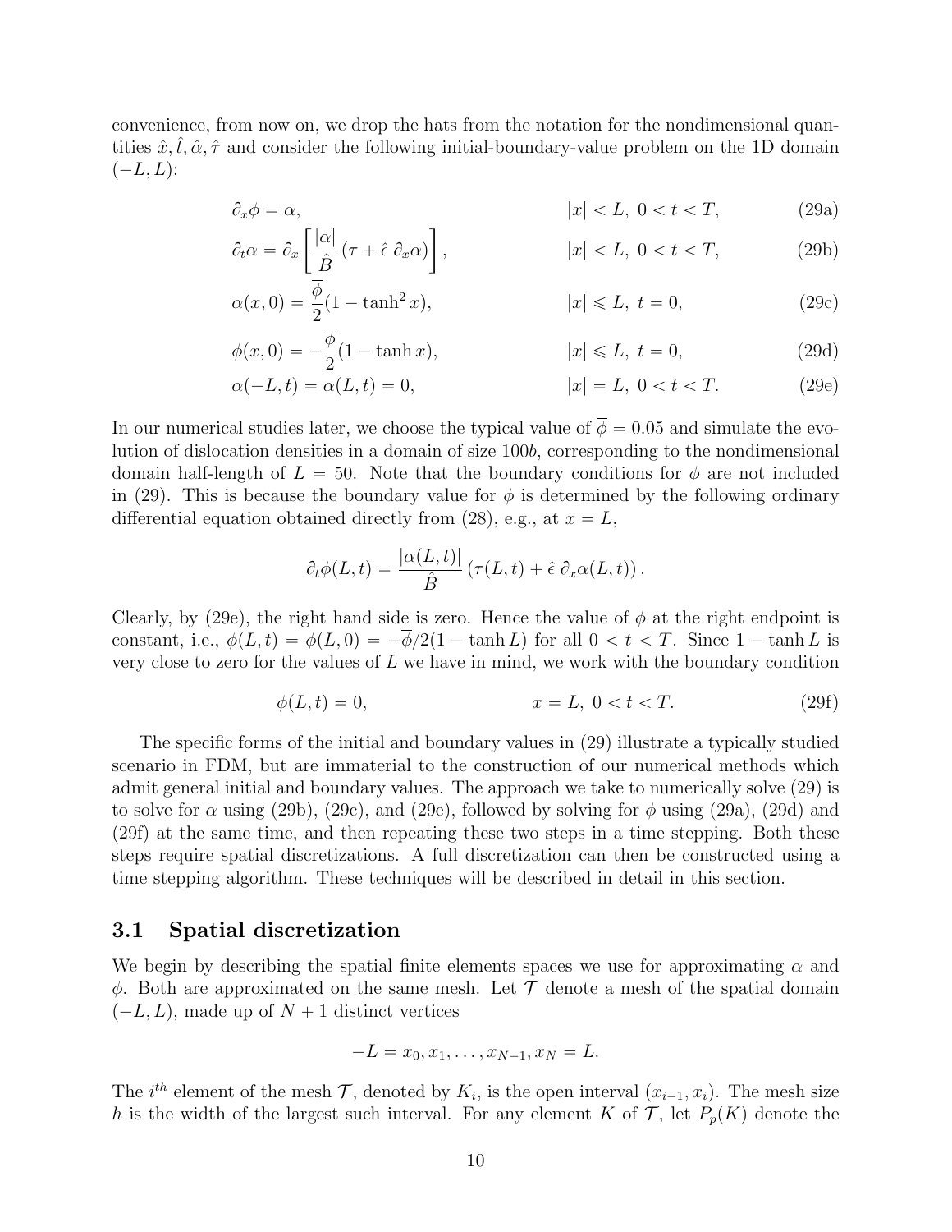convenience, from now on, we drop the hats from the notation for the nondimensional quantities $\hat{x}, \hat{t}, \hat{\alpha}, \hat{\tau}$ and consider the following initial-boundary-value problem on the 1D domain $(-L, L)$:

$$
\begin{aligned}
&\partial_x \phi = \alpha, && |x| < L,\ 0 < t < T, && \text{(29a)}\\
&\partial_t \alpha = \partial_x \left[ \frac{|\alpha|}{\hat{B}} \left( \tau + \hat{\epsilon}\, \partial_x \alpha \right) \right], && |x| < L,\ 0 < t < T, && \text{(29b)}\\
&\alpha(x, 0) = \frac{\overline{\phi}}{2}(1 - \tanh^2 x), && |x| \leqslant L,\ t = 0, && \text{(29c)}\\
&\phi(x, 0) = -\frac{\overline{\phi}}{2}(1 - \tanh x), && |x| \leqslant L,\ t = 0, && \text{(29d)}\\
&\alpha(-L, t) = \alpha(L, t) = 0, && |x| = L,\ 0 < t < T. && \text{(29e)}
\end{aligned}
$$

In our numerical studies later, we choose the typical value of $\overline{\phi} = 0.05$ and simulate the evolution of dislocation densities in a domain of size $100b$, corresponding to the nondimensional domain half-length of $L = 50$. Note that the boundary conditions for $\phi$ are not included in (29). This is because the boundary value for $\phi$ is determined by the following ordinary differential equation obtained directly from (28), e.g., at $x = L$,

$$
\partial_t \phi(L, t) = \frac{|\alpha(L, t)|}{\hat{B}} \left( \tau(L, t) + \hat{\epsilon}\, \partial_x \alpha(L, t) \right).
$$

Clearly, by (29e), the right hand side is zero. Hence the value of $\phi$ at the right endpoint is constant, i.e., $\phi(L, t) = \phi(L, 0) = -\overline{\phi}/2(1 - \tanh L)$ for all $0 < t < T$. Since $1 - \tanh L$ is very close to zero for the values of $L$ we have in mind, we work with the boundary condition

$$
\phi(L, t) = 0, \qquad\qquad x = L,\ 0 < t < T. \qquad \text{(29f)}
$$

The specific forms of the initial and boundary values in (29) illustrate a typically studied scenario in FDM, but are immaterial to the construction of our numerical methods which admit general initial and boundary values. The approach we take to numerically solve (29) is to solve for $\alpha$ using (29b), (29c), and (29e), followed by solving for $\phi$ using (29a), (29d) and (29f) at the same time, and then repeating these two steps in a time stepping. Both these steps require spatial discretizations. A full discretization can then be constructed using a time stepping algorithm. These techniques will be described in detail in this section.

## 3.1 Spatial discretization

We begin by describing the spatial finite elements spaces we use for approximating $\alpha$ and $\phi$. Both are approximated on the same mesh. Let $\mathcal{T}$ denote a mesh of the spatial domain $(-L, L)$, made up of $N + 1$ distinct vertices

$$
-L = x_0, x_1, \ldots, x_{N-1}, x_N = L.
$$

The $i^{th}$ element of the mesh $\mathcal{T}$, denoted by $K_i$, is the open interval $(x_{i-1}, x_i)$. The mesh size $h$ is the width of the largest such interval. For any element $K$ of $\mathcal{T}$, let $P_p(K)$ denote the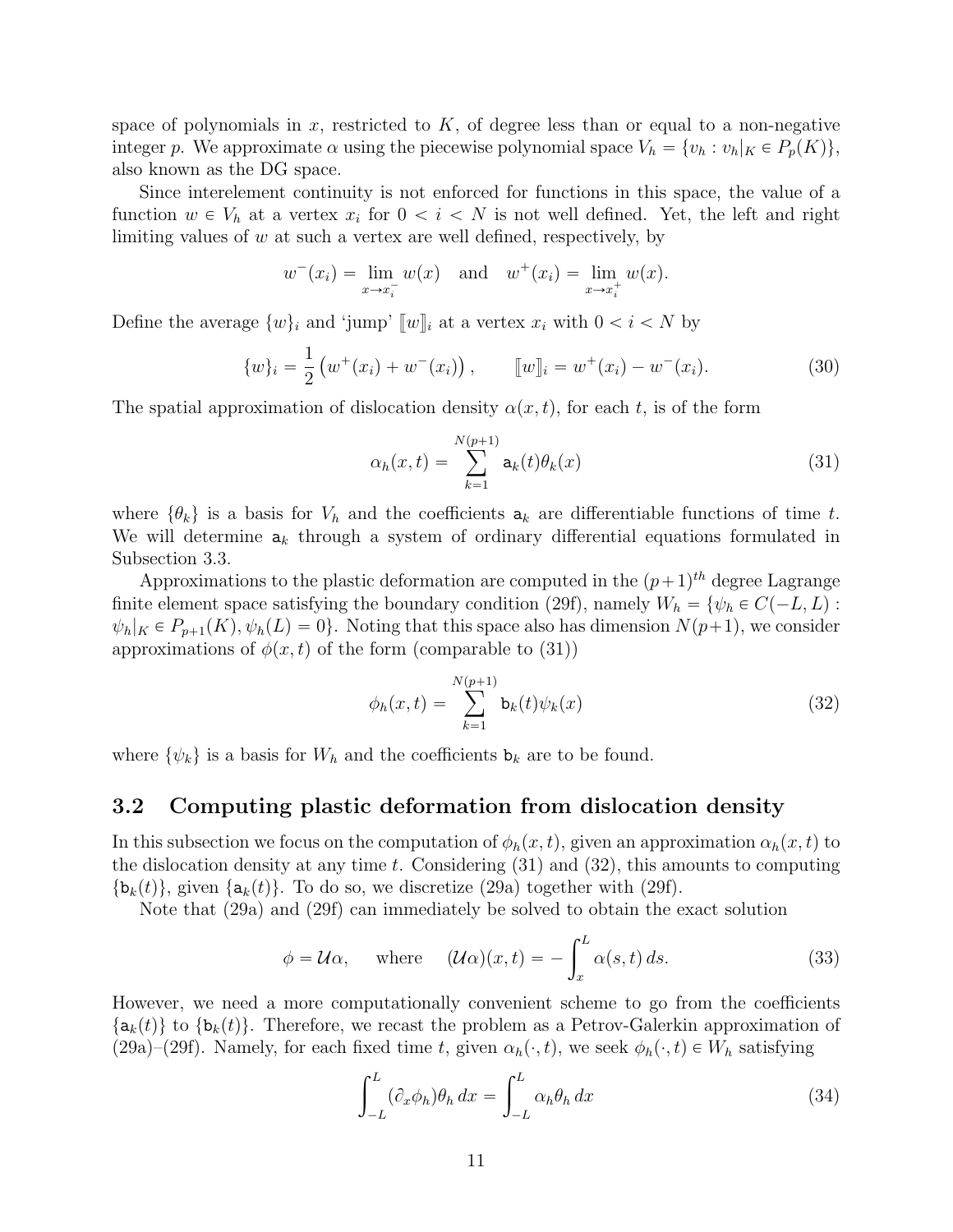space of polynomials in $x$, restricted to $K$, of degree less than or equal to a non-negative integer $p$. We approximate $\alpha$ using the piecewise polynomial space $V_h = \{v_h : v_h|_K \in P_p(K)\}$, also known as the DG space.

Since interelement continuity is not enforced for functions in this space, the value of a function $w \in V_h$ at a vertex $x_i$ for $0 < i < N$ is not well defined. Yet, the left and right limiting values of $w$ at such a vertex are well defined, respectively, by

$$w^-(x_i) = \lim_{x \to x_i^-} w(x) \quad \text{and} \quad w^+(x_i) = \lim_{x \to x_i^+} w(x).$$

Define the average $\{w\}_i$ and 'jump' $[\![w]\!]_i$ at a vertex $x_i$ with $0 < i < N$ by

$$\{w\}_i = \frac{1}{2}\left(w^+(x_i) + w^-(x_i)\right), \qquad [\![w]\!]_i = w^+(x_i) - w^-(x_i). \tag{30}$$

The spatial approximation of dislocation density $\alpha(x,t)$, for each $t$, is of the form

$$\alpha_h(x,t) = \sum_{k=1}^{N(p+1)} \mathtt{a}_k(t)\theta_k(x) \tag{31}$$

where $\{\theta_k\}$ is a basis for $V_h$ and the coefficients $\mathtt{a}_k$ are differentiable functions of time $t$. We will determine $\mathtt{a}_k$ through a system of ordinary differential equations formulated in Subsection 3.3.

Approximations to the plastic deformation are computed in the $(p+1)^{th}$ degree Lagrange finite element space satisfying the boundary condition (29f), namely $W_h = \{\psi_h \in C(-L,L) : \psi_h|_K \in P_{p+1}(K), \psi_h(L) = 0\}$. Noting that this space also has dimension $N(p+1)$, we consider approximations of $\phi(x,t)$ of the form (comparable to (31))

$$\phi_h(x,t) = \sum_{k=1}^{N(p+1)} \mathtt{b}_k(t)\psi_k(x) \tag{32}$$

where $\{\psi_k\}$ is a basis for $W_h$ and the coefficients $\mathtt{b}_k$ are to be found.

## 3.2 Computing plastic deformation from dislocation density

In this subsection we focus on the computation of $\phi_h(x,t)$, given an approximation $\alpha_h(x,t)$ to the dislocation density at any time $t$. Considering (31) and (32), this amounts to computing $\{\mathtt{b}_k(t)\}$, given $\{\mathtt{a}_k(t)\}$. To do so, we discretize (29a) together with (29f).

Note that (29a) and (29f) can immediately be solved to obtain the exact solution

$$\phi = \mathcal{U}\alpha, \quad \text{where} \quad (\mathcal{U}\alpha)(x,t) = -\int_x^L \alpha(s,t)\,ds. \tag{33}$$

However, we need a more computationally convenient scheme to go from the coefficients $\{\mathtt{a}_k(t)\}$ to $\{\mathtt{b}_k(t)\}$. Therefore, we recast the problem as a Petrov-Galerkin approximation of (29a)–(29f). Namely, for each fixed time $t$, given $\alpha_h(\cdot,t)$, we seek $\phi_h(\cdot,t) \in W_h$ satisfying

$$\int_{-L}^{L} (\partial_x \phi_h)\theta_h\,dx = \int_{-L}^{L} \alpha_h \theta_h\,dx \tag{34}$$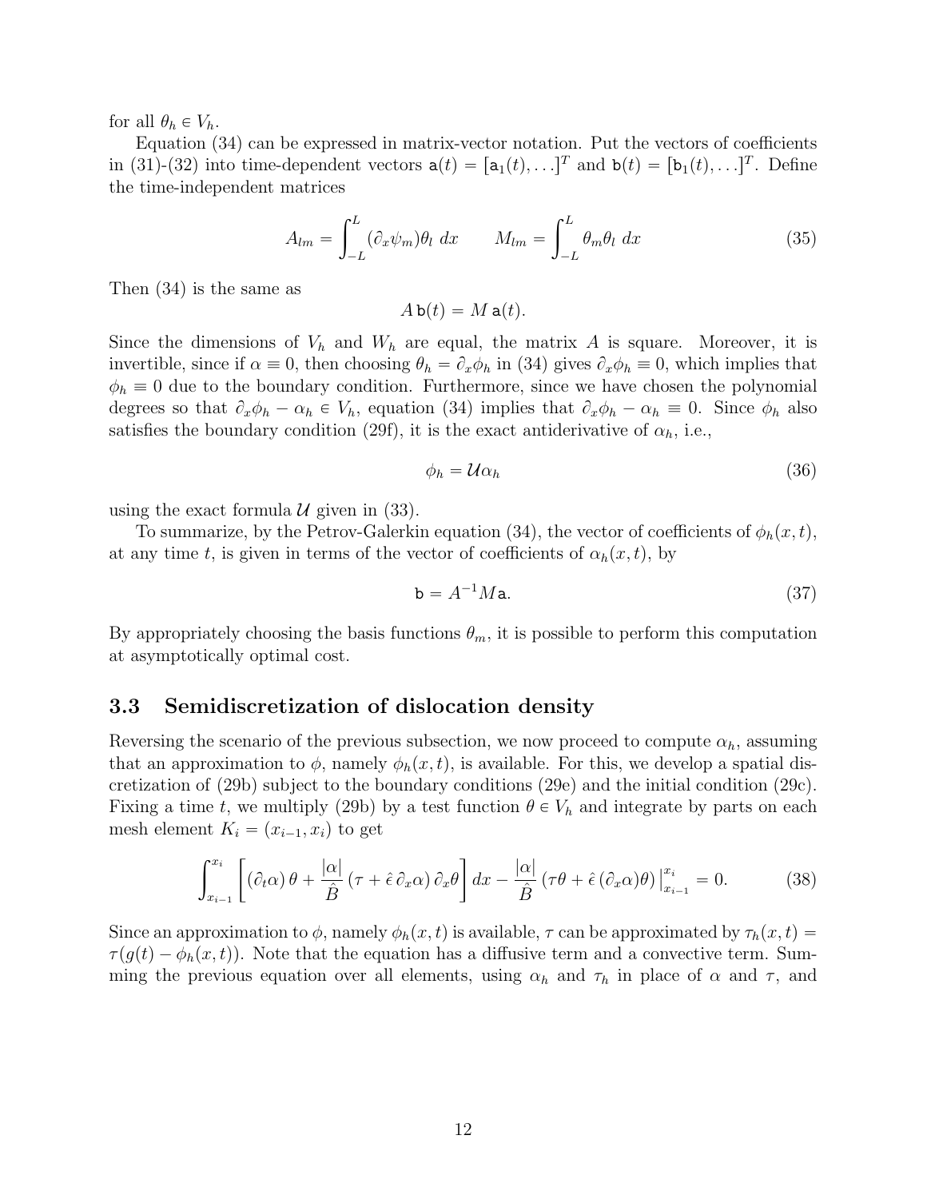for all $\theta_h \in V_h$.

Equation (34) can be expressed in matrix-vector notation. Put the vectors of coefficients in (31)-(32) into time-dependent vectors $\mathsf{a}(t) = [\mathsf{a}_1(t), \ldots]^T$ and $\mathsf{b}(t) = [\mathsf{b}_1(t), \ldots]^T$. Define the time-independent matrices

$$A_{lm} = \int_{-L}^{L} (\partial_x \psi_m)\theta_l \; dx \qquad M_{lm} = \int_{-L}^{L} \theta_m \theta_l \; dx \tag{35}$$

Then (34) is the same as

$$A\,\mathsf{b}(t) = M\,\mathsf{a}(t).$$

Since the dimensions of $V_h$ and $W_h$ are equal, the matrix $A$ is square. Moreover, it is invertible, since if $\alpha \equiv 0$, then choosing $\theta_h = \partial_x \phi_h$ in (34) gives $\partial_x \phi_h \equiv 0$, which implies that $\phi_h \equiv 0$ due to the boundary condition. Furthermore, since we have chosen the polynomial degrees so that $\partial_x \phi_h - \alpha_h \in V_h$, equation (34) implies that $\partial_x \phi_h - \alpha_h \equiv 0$. Since $\phi_h$ also satisfies the boundary condition (29f), it is the exact antiderivative of $\alpha_h$, i.e.,

$$\phi_h = \mathcal{U}\alpha_h \tag{36}$$

using the exact formula $\mathcal{U}$ given in (33).

To summarize, by the Petrov-Galerkin equation (34), the vector of coefficients of $\phi_h(x,t)$, at any time $t$, is given in terms of the vector of coefficients of $\alpha_h(x,t)$, by

$$\mathsf{b} = A^{-1} M \mathsf{a}. \tag{37}$$

By appropriately choosing the basis functions $\theta_m$, it is possible to perform this computation at asymptotically optimal cost.

## 3.3 Semidiscretization of dislocation density

Reversing the scenario of the previous subsection, we now proceed to compute $\alpha_h$, assuming that an approximation to $\phi$, namely $\phi_h(x,t)$, is available. For this, we develop a spatial discretization of (29b) subject to the boundary conditions (29e) and the initial condition (29c). Fixing a time $t$, we multiply (29b) by a test function $\theta \in V_h$ and integrate by parts on each mesh element $K_i = (x_{i-1}, x_i)$ to get

$$\int_{x_{i-1}}^{x_i} \left[ (\partial_t \alpha)\,\theta + \frac{|\alpha|}{\hat{B}}\left(\tau + \hat{\epsilon}\,\partial_x \alpha\right)\partial_x \theta \right] dx - \frac{|\alpha|}{\hat{B}}\left(\tau\theta + \hat{\epsilon}\,(\partial_x \alpha)\theta\right)\Big|_{x_{i-1}}^{x_i} = 0. \tag{38}$$

Since an approximation to $\phi$, namely $\phi_h(x,t)$ is available, $\tau$ can be approximated by $\tau_h(x,t) = \tau(g(t) - \phi_h(x,t))$. Note that the equation has a diffusive term and a convective term. Summing the previous equation over all elements, using $\alpha_h$ and $\tau_h$ in place of $\alpha$ and $\tau$, and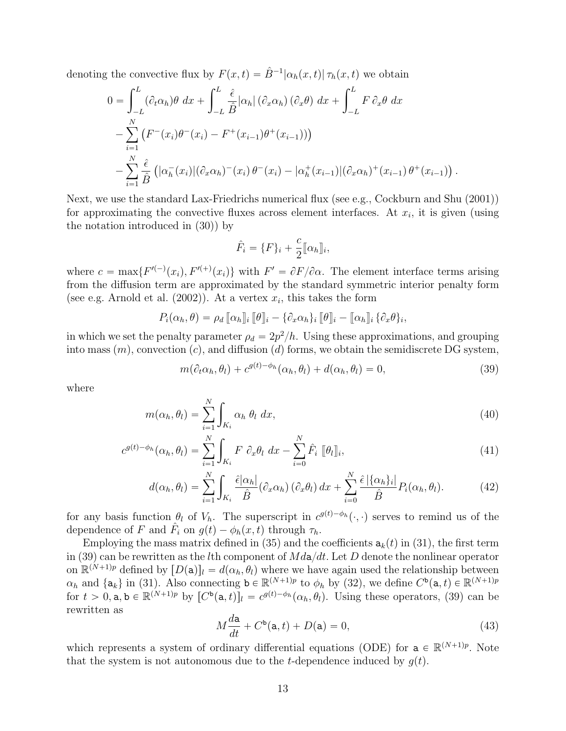denoting the convective flux by $F(x,t) = \hat{B}^{-1}|\alpha_h(x,t)|\,\tau_h(x,t)$ we obtain

$$
\begin{aligned}
0 &= \int_{-L}^{L} (\partial_t \alpha_h)\theta \; dx + \int_{-L}^{L} \frac{\hat{\epsilon}}{\hat{B}} |\alpha_h| \,(\partial_x \alpha_h)\,(\partial_x \theta)\; dx + \int_{-L}^{L} F\, \partial_x \theta \; dx \\
&\quad - \sum_{i=1}^{N} \left( F^-(x_i)\theta^-(x_i) - F^+(x_{i-1})\theta^+(x_{i-1}) \right) \\
&\quad - \sum_{i=1}^{N} \frac{\hat{\epsilon}}{\hat{B}} \left( |\alpha_h^-(x_i)| (\partial_x \alpha_h)^-(x_i)\, \theta^-(x_i) - |\alpha_h^+(x_{i-1})| (\partial_x \alpha_h)^+(x_{i-1})\, \theta^+(x_{i-1}) \right).
\end{aligned}
$$

Next, we use the standard Lax-Friedrichs numerical flux (see e.g., Cockburn and Shu (2001)) for approximating the convective fluxes across element interfaces. At $x_i$, it is given (using the notation introduced in (30)) by

$$
\hat{F}_i = \{F\}_i + \frac{c}{2} [\![\alpha_h]\!]_i,
$$

where $c = \max\{F'^{(-)}(x_i), F'^{(+)}(x_i)\}$ with $F' = \partial F / \partial \alpha$. The element interface terms arising from the diffusion term are approximated by the standard symmetric interior penalty form (see e.g. Arnold et al. (2002)). At a vertex $x_i$, this takes the form

$$
P_i(\alpha_h, \theta) = \rho_d \, [\![\alpha_h]\!]_i \, [\![\theta]\!]_i - \{\partial_x \alpha_h\}_i \, [\![\theta]\!]_i - [\![\alpha_h]\!]_i \, \{\partial_x \theta\}_i,
$$

in which we set the penalty parameter $\rho_d = 2p^2/h$. Using these approximations, and grouping into mass ($m$), convection ($c$), and diffusion ($d$) forms, we obtain the semidiscrete DG system,

$$
m(\partial_t \alpha_h, \theta_l) + c^{g(t)-\phi_h}(\alpha_h, \theta_l) + d(\alpha_h, \theta_l) = 0, \tag{39}
$$

where

$$
m(\alpha_h, \theta_l) = \sum_{i=1}^{N} \int_{K_i} \alpha_h \; \theta_l \; dx, \tag{40}
$$

$$
c^{g(t)-\phi_h}(\alpha_h, \theta_l) = \sum_{i=1}^{N} \int_{K_i} F \; \partial_x \theta_l \; dx - \sum_{i=0}^{N} \hat{F}_i \; [\![\theta_l]\!]_i, \tag{41}
$$

$$
d(\alpha_h, \theta_l) = \sum_{i=1}^{N} \int_{K_i} \frac{\hat{\epsilon} |\alpha_h|}{\hat{B}} (\partial_x \alpha_h)\,(\partial_x \theta_l)\, dx + \sum_{i=0}^{N} \frac{\hat{\epsilon}\, |\{\alpha_h\}_i|}{\hat{B}} P_i(\alpha_h, \theta_l). \tag{42}
$$

for any basis function $\theta_l$ of $V_h$. The superscript in $c^{g(t)-\phi_h}(\cdot,\cdot)$ serves to remind us of the dependence of $F$ and $\hat{F}_i$ on $g(t) - \phi_h(x,t)$ through $\tau_h$.

Employing the mass matrix defined in (35) and the coefficients $\mathsf{a}_k(t)$ in (31), the first term in (39) can be rewritten as the $l$th component of $M d\mathsf{a}/dt$. Let $D$ denote the nonlinear operator on $\mathbb{R}^{(N+1)p}$ defined by $[D(\mathsf{a})]_l = d(\alpha_h, \theta_l)$ where we have again used the relationship between $\alpha_h$ and $\{\mathsf{a}_k\}$ in (31). Also connecting $\mathsf{b} \in \mathbb{R}^{(N+1)p}$ to $\phi_h$ by (32), we define $C^{\mathsf{b}}(\mathsf{a}, t) \in \mathbb{R}^{(N+1)p}$ for $t > 0, \mathsf{a}, \mathsf{b} \in \mathbb{R}^{(N+1)p}$ by $[C^{\mathsf{b}}(\mathsf{a}, t)]_l = c^{g(t)-\phi_h}(\alpha_h, \theta_l)$. Using these operators, (39) can be rewritten as

$$
M \frac{d\mathsf{a}}{dt} + C^{\mathsf{b}}(\mathsf{a}, t) + D(\mathsf{a}) = 0, \tag{43}
$$

which represents a system of ordinary differential equations (ODE) for $\mathsf{a} \in \mathbb{R}^{(N+1)p}$. Note that the system is not autonomous due to the $t$-dependence induced by $g(t)$.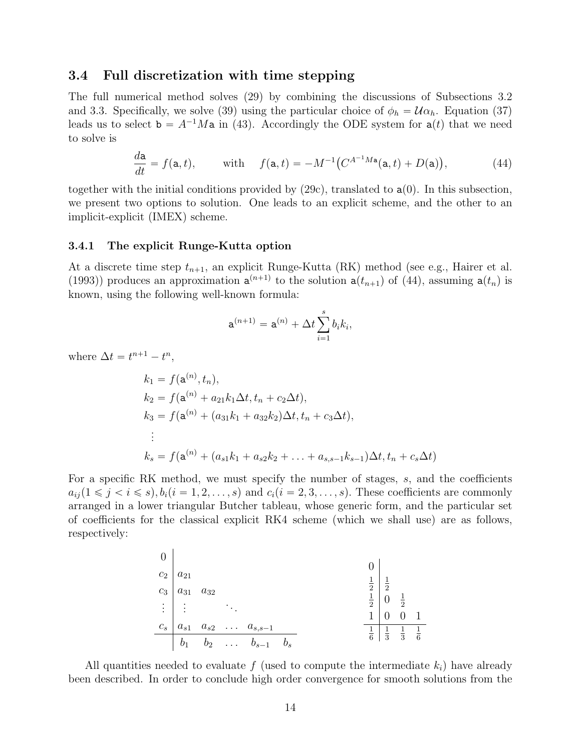### 3.4 Full discretization with time stepping

The full numerical method solves (29) by combining the discussions of Subsections 3.2 and 3.3. Specifically, we solve (39) using the particular choice of $\phi_h = \mathcal{U}\alpha_h$. Equation (37) leads us to select $\mathsf{b} = A^{-1}M\mathsf{a}$ in (43). Accordingly the ODE system for $\mathsf{a}(t)$ that we need to solve is

$$\frac{d\mathsf{a}}{dt} = f(\mathsf{a}, t), \qquad \text{with} \quad f(\mathsf{a}, t) = -M^{-1}\big(C^{A^{-1}M\mathsf{a}}(\mathsf{a}, t) + D(\mathsf{a})\big), \tag{44}$$

together with the initial conditions provided by (29c), translated to $\mathsf{a}(0)$. In this subsection, we present two options to solution. One leads to an explicit scheme, and the other to an implicit-explicit (IMEX) scheme.

#### 3.4.1 The explicit Runge-Kutta option

At a discrete time step $t_{n+1}$, an explicit Runge-Kutta (RK) method (see e.g., Hairer et al. (1993)) produces an approximation $\mathsf{a}^{(n+1)}$ to the solution $\mathsf{a}(t_{n+1})$ of (44), assuming $\mathsf{a}(t_n)$ is known, using the following well-known formula:

$$\mathsf{a}^{(n+1)} = \mathsf{a}^{(n)} + \Delta t \sum_{i=1}^{s} b_i k_i,$$

where $\Delta t = t^{n+1} - t^n$,

$$\begin{aligned}
k_1 &= f(\mathsf{a}^{(n)}, t_n),\\
k_2 &= f(\mathsf{a}^{(n)} + a_{21}k_1\Delta t, t_n + c_2\Delta t),\\
k_3 &= f(\mathsf{a}^{(n)} + (a_{31}k_1 + a_{32}k_2)\Delta t, t_n + c_3\Delta t),\\
&\;\;\vdots\\
k_s &= f(\mathsf{a}^{(n)} + (a_{s1}k_1 + a_{s2}k_2 + \ldots + a_{s,s-1}k_{s-1})\Delta t, t_n + c_s\Delta t)
\end{aligned}$$

For a specific RK method, we must specify the number of stages, $s$, and the coefficients $a_{ij} (1 \leqslant j < i \leqslant s), b_i (i = 1, 2, \ldots, s)$ and $c_i (i = 2, 3, \ldots, s)$. These coefficients are commonly arranged in a lower triangular Butcher tableau, whose generic form, and the particular set of coefficients for the classical explicit RK4 scheme (which we shall use) are as follows, respectively:

$$\begin{array}{c|ccccc}
0 & & & & & \\
c_2 & a_{21} & & & & \\
c_3 & a_{31} & a_{32} & & & \\
\vdots & \vdots & & \ddots & & \\
c_s & a_{s1} & a_{s2} & \ldots & a_{s,s-1} & \\
\hline
 & b_1 & b_2 & \ldots & b_{s-1} & b_s
\end{array}
\qquad\qquad
\begin{array}{c|cccc}
0 & & & & \\
\frac{1}{2} & \frac{1}{2} & & & \\
\frac{1}{2} & 0 & \frac{1}{2} & & \\
1 & 0 & 0 & 1 & \\
\hline
 & \frac{1}{6} & \frac{1}{3} & \frac{1}{3} & \frac{1}{6}
\end{array}$$

All quantities needed to evaluate $f$ (used to compute the intermediate $k_i$) have already been described. In order to conclude high order convergence for smooth solutions from the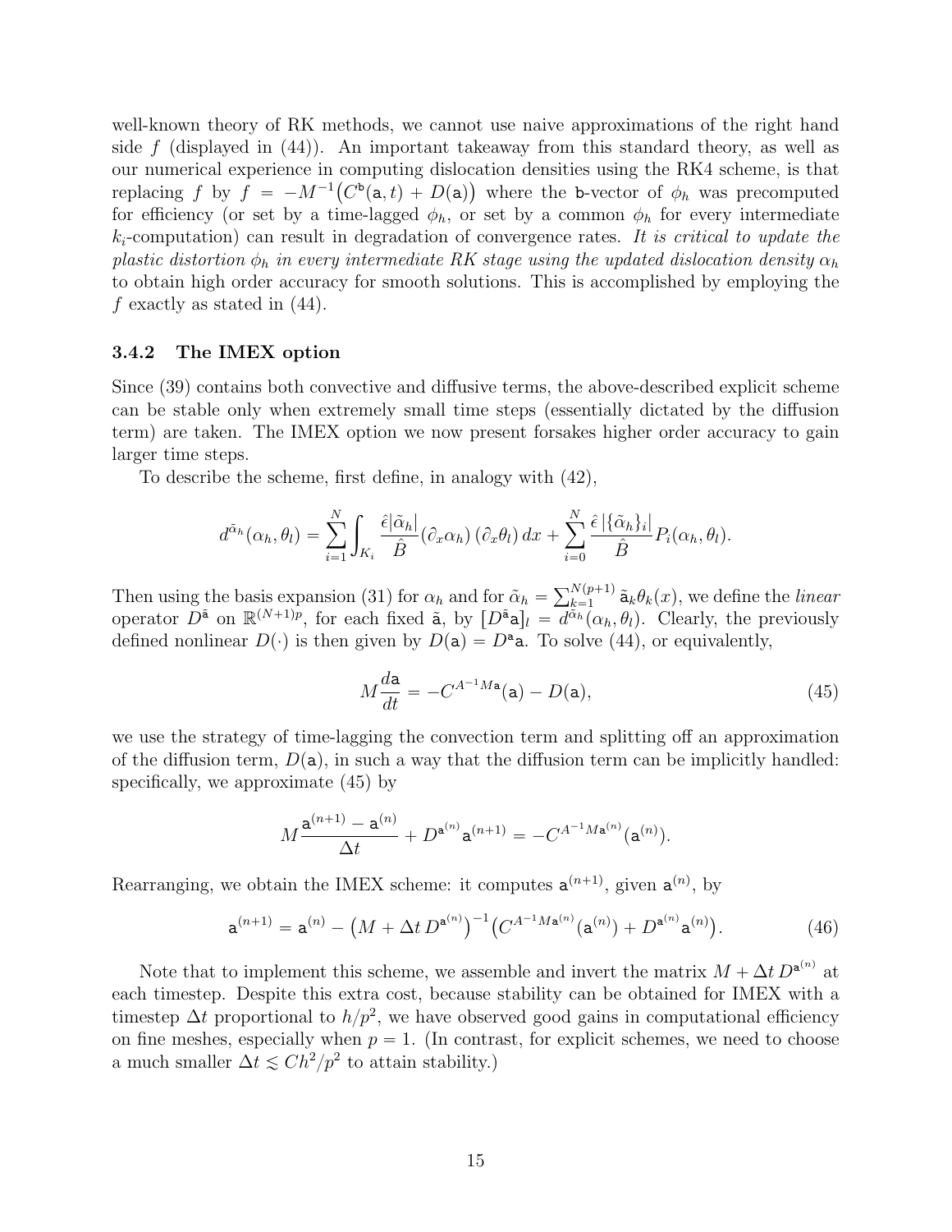well-known theory of RK methods, we cannot use naive approximations of the right hand side $f$ (displayed in (44)). An important takeaway from this standard theory, as well as our numerical experience in computing dislocation densities using the RK4 scheme, is that replacing $f$ by $f = -M^{-1}\big(C^{\mathsf{b}}(\mathsf{a}, t) + D(\mathsf{a})\big)$ where the $\mathsf{b}$-vector of $\phi_h$ was precomputed for efficiency (or set by a time-lagged $\phi_h$, or set by a common $\phi_h$ for every intermediate $k_i$-computation) can result in degradation of convergence rates. *It is critical to update the plastic distortion $\phi_h$ in every intermediate RK stage using the updated dislocation density $\alpha_h$* to obtain high order accuracy for smooth solutions. This is accomplished by employing the $f$ exactly as stated in (44).

### 3.4.2 The IMEX option

Since (39) contains both convective and diffusive terms, the above-described explicit scheme can be stable only when extremely small time steps (essentially dictated by the diffusion term) are taken. The IMEX option we now present forsakes higher order accuracy to gain larger time steps.

To describe the scheme, first define, in analogy with (42),

$$d^{\tilde{\alpha}_h}(\alpha_h, \theta_l) = \sum_{i=1}^{N} \int_{K_i} \frac{\hat{\epsilon}|\tilde{\alpha}_h|}{\hat{B}} (\partial_x \alpha_h)\,(\partial_x \theta_l)\,dx + \sum_{i=0}^{N} \frac{\hat{\epsilon}\,|\{\tilde{\alpha}_h\}_i|}{\hat{B}} P_i(\alpha_h, \theta_l).$$

Then using the basis expansion (31) for $\alpha_h$ and for $\tilde{\alpha}_h = \sum_{k=1}^{N(p+1)} \tilde{\mathsf{a}}_k \theta_k(x)$, we define the *linear* operator $D^{\tilde{\mathsf{a}}}$ on $\mathbb{R}^{(N+1)p}$, for each fixed $\tilde{\mathsf{a}}$, by $[D^{\tilde{\mathsf{a}}}\mathsf{a}]_l = d^{\tilde{\alpha}_h}(\alpha_h, \theta_l)$. Clearly, the previously defined nonlinear $D(\cdot)$ is then given by $D(\mathsf{a}) = D^{\mathsf{a}}\mathsf{a}$. To solve (44), or equivalently,

$$M\frac{d\mathsf{a}}{dt} = -C^{A^{-1}M\mathsf{a}}(\mathsf{a}) - D(\mathsf{a}), \tag{45}$$

we use the strategy of time-lagging the convection term and splitting off an approximation of the diffusion term, $D(\mathsf{a})$, in such a way that the diffusion term can be implicitly handled: specifically, we approximate (45) by

$$M\frac{\mathsf{a}^{(n+1)} - \mathsf{a}^{(n)}}{\Delta t} + D^{\mathsf{a}^{(n)}}\mathsf{a}^{(n+1)} = -C^{A^{-1}M\mathsf{a}^{(n)}}(\mathsf{a}^{(n)}).$$

Rearranging, we obtain the IMEX scheme: it computes $\mathsf{a}^{(n+1)}$, given $\mathsf{a}^{(n)}$, by

$$\mathsf{a}^{(n+1)} = \mathsf{a}^{(n)} - \big(M + \Delta t\, D^{\mathsf{a}^{(n)}}\big)^{-1}\big(C^{A^{-1}M\mathsf{a}^{(n)}}(\mathsf{a}^{(n)}) + D^{\mathsf{a}^{(n)}}\mathsf{a}^{(n)}\big). \tag{46}$$

Note that to implement this scheme, we assemble and invert the matrix $M + \Delta t\, D^{\mathsf{a}^{(n)}}$ at each timestep. Despite this extra cost, because stability can be obtained for IMEX with a timestep $\Delta t$ proportional to $h/p^2$, we have observed good gains in computational efficiency on fine meshes, especially when $p = 1$. (In contrast, for explicit schemes, we need to choose a much smaller $\Delta t \lesssim Ch^2/p^2$ to attain stability.)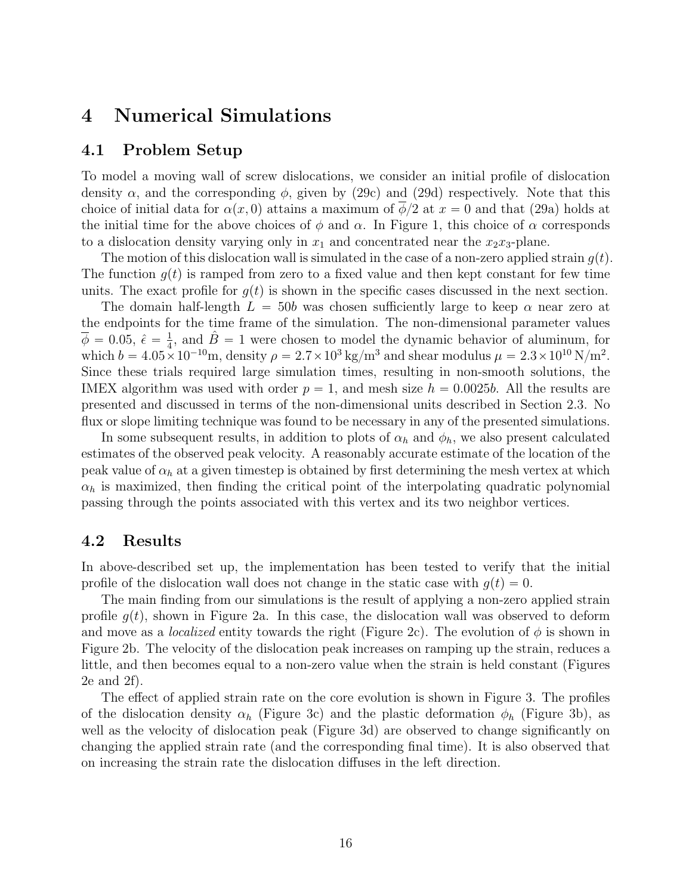# 4 Numerical Simulations

## 4.1 Problem Setup

To model a moving wall of screw dislocations, we consider an initial profile of dislocation density $\alpha$, and the corresponding $\phi$, given by (29c) and (29d) respectively. Note that this choice of initial data for $\alpha(x, 0)$ attains a maximum of $\overline{\phi}/2$ at $x = 0$ and that (29a) holds at the initial time for the above choices of $\phi$ and $\alpha$. In Figure 1, this choice of $\alpha$ corresponds to a dislocation density varying only in $x_1$ and concentrated near the $x_2x_3$-plane.

The motion of this dislocation wall is simulated in the case of a non-zero applied strain $g(t)$. The function $g(t)$ is ramped from zero to a fixed value and then kept constant for few time units. The exact profile for $g(t)$ is shown in the specific cases discussed in the next section.

The domain half-length $L = 50b$ was chosen sufficiently large to keep $\alpha$ near zero at the endpoints for the time frame of the simulation. The non-dimensional parameter values $\overline{\phi} = 0.05$, $\hat{\epsilon} = \frac{1}{4}$, and $\hat{B} = 1$ were chosen to model the dynamic behavior of aluminum, for which $b = 4.05 \times 10^{-10}$m, density $\rho = 2.7 \times 10^3\,\text{kg/m}^3$ and shear modulus $\mu = 2.3 \times 10^{10}\,\text{N/m}^2$. Since these trials required large simulation times, resulting in non-smooth solutions, the IMEX algorithm was used with order $p = 1$, and mesh size $h = 0.0025b$. All the results are presented and discussed in terms of the non-dimensional units described in Section 2.3. No flux or slope limiting technique was found to be necessary in any of the presented simulations.

In some subsequent results, in addition to plots of $\alpha_h$ and $\phi_h$, we also present calculated estimates of the observed peak velocity. A reasonably accurate estimate of the location of the peak value of $\alpha_h$ at a given timestep is obtained by first determining the mesh vertex at which $\alpha_h$ is maximized, then finding the critical point of the interpolating quadratic polynomial passing through the points associated with this vertex and its two neighbor vertices.

## 4.2 Results

In above-described set up, the implementation has been tested to verify that the initial profile of the dislocation wall does not change in the static case with $g(t) = 0$.

The main finding from our simulations is the result of applying a non-zero applied strain profile $g(t)$, shown in Figure 2a. In this case, the dislocation wall was observed to deform and move as a *localized* entity towards the right (Figure 2c). The evolution of $\phi$ is shown in Figure 2b. The velocity of the dislocation peak increases on ramping up the strain, reduces a little, and then becomes equal to a non-zero value when the strain is held constant (Figures 2e and 2f).

The effect of applied strain rate on the core evolution is shown in Figure 3. The profiles of the dislocation density $\alpha_h$ (Figure 3c) and the plastic deformation $\phi_h$ (Figure 3b), as well as the velocity of dislocation peak (Figure 3d) are observed to change significantly on changing the applied strain rate (and the corresponding final time). It is also observed that on increasing the strain rate the dislocation diffuses in the left direction.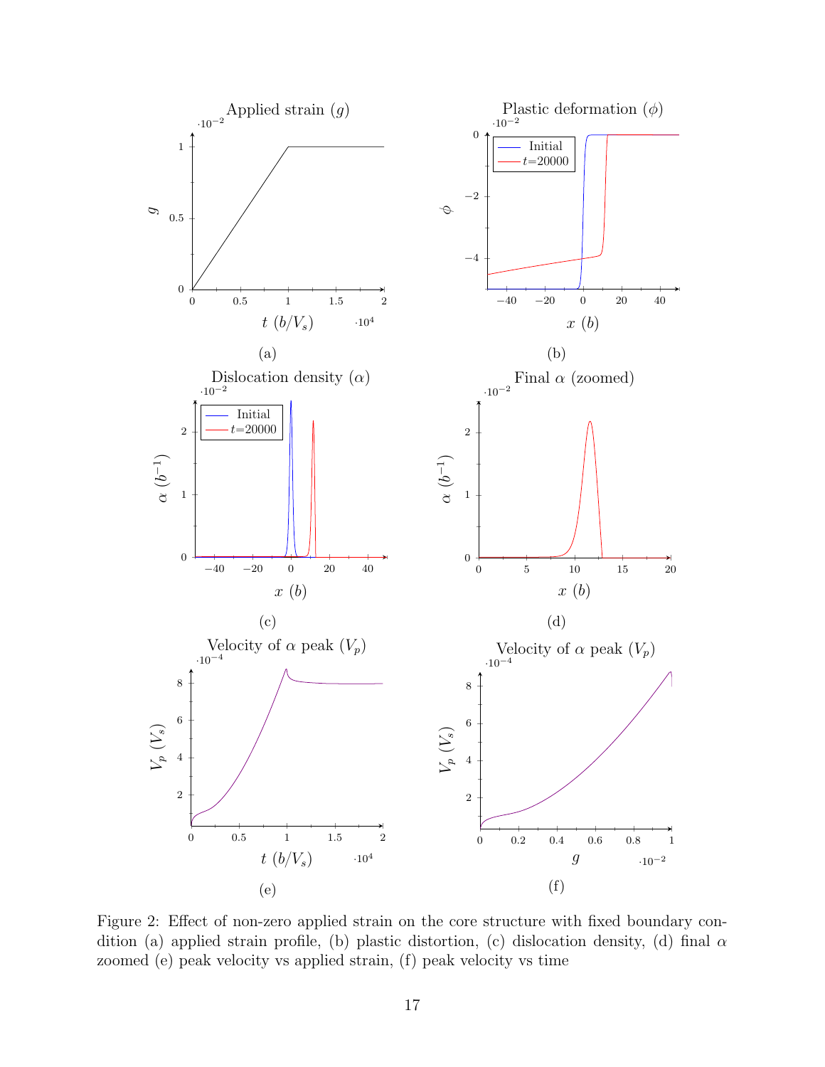Figure 2: Effect of non-zero applied strain on the core structure with fixed boundary condition (a) applied strain profile, (b) plastic distortion, (c) dislocation density, (d) final $\alpha$ zoomed (e) peak velocity vs applied strain, (f) peak velocity vs time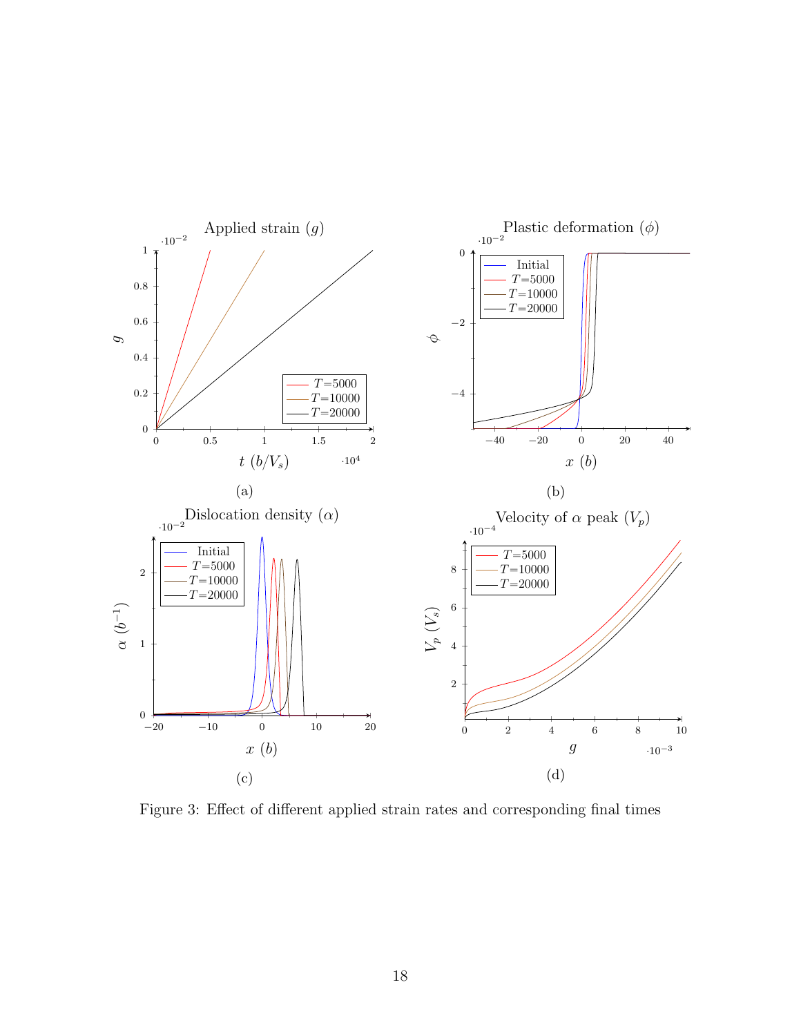Figure 3: Effect of different applied strain rates and corresponding final times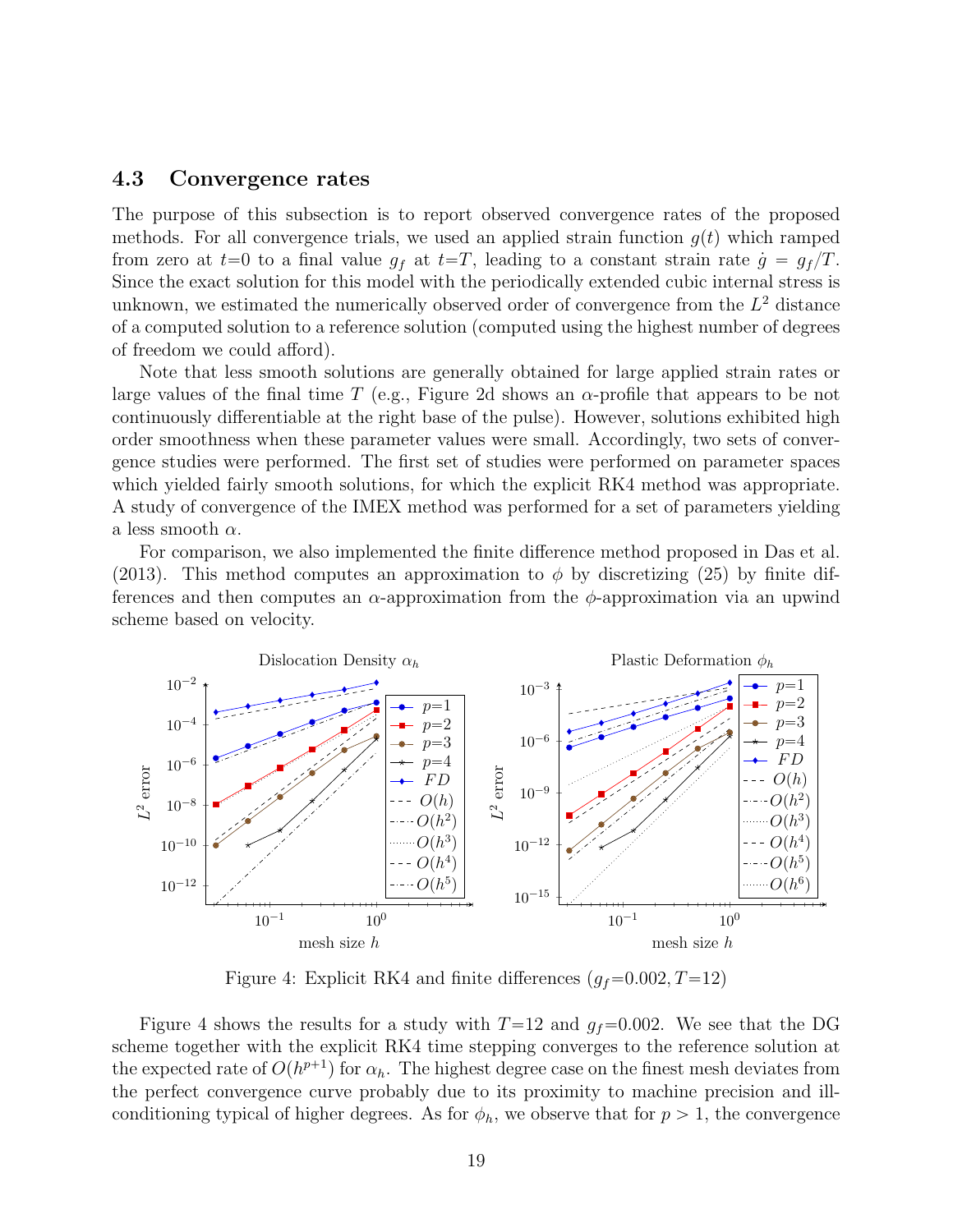### 4.3 Convergence rates

The purpose of this subsection is to report observed convergence rates of the proposed methods. For all convergence trials, we used an applied strain function $g(t)$ which ramped from zero at $t$=0 to a final value $g_f$ at $t$=$T$, leading to a constant strain rate $\dot{g} = g_f/T$. Since the exact solution for this model with the periodically extended cubic internal stress is unknown, we estimated the numerically observed order of convergence from the $L^2$ distance of a computed solution to a reference solution (computed using the highest number of degrees of freedom we could afford).

Note that less smooth solutions are generally obtained for large applied strain rates or large values of the final time $T$ (e.g., Figure 2d shows an $\alpha$-profile that appears to be not continuously differentiable at the right base of the pulse). However, solutions exhibited high order smoothness when these parameter values were small. Accordingly, two sets of convergence studies were performed. The first set of studies were performed on parameter spaces which yielded fairly smooth solutions, for which the explicit RK4 method was appropriate. A study of convergence of the IMEX method was performed for a set of parameters yielding a less smooth $\alpha$.

For comparison, we also implemented the finite difference method proposed in Das et al. (2013). This method computes an approximation to $\phi$ by discretizing (25) by finite differences and then computes an $\alpha$-approximation from the $\phi$-approximation via an upwind scheme based on velocity.

Figure 4: Explicit RK4 and finite differences ($g_f$=0.002, $T$=12)

Figure 4 shows the results for a study with $T$=12 and $g_f$=0.002. We see that the DG scheme together with the explicit RK4 time stepping converges to the reference solution at the expected rate of $O(h^{p+1})$ for $\alpha_h$. The highest degree case on the finest mesh deviates from the perfect convergence curve probably due to its proximity to machine precision and ill-conditioning typical of higher degrees. As for $\phi_h$, we observe that for $p > 1$, the convergence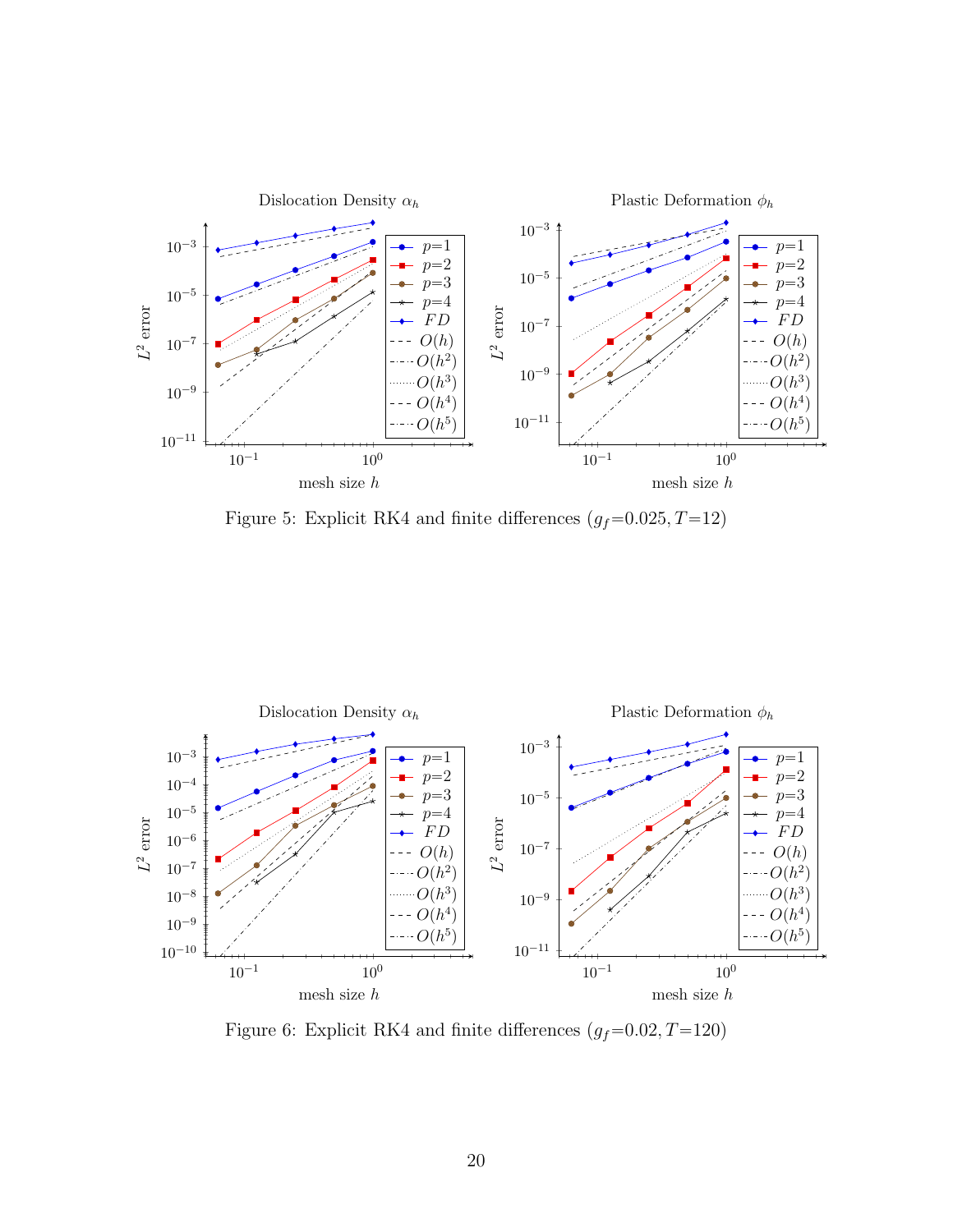Figure 5: Explicit RK4 and finite differences ($g_f$=0.025, $T$=12)

Figure 6: Explicit RK4 and finite differences ($g_f$=0.02, $T$=120)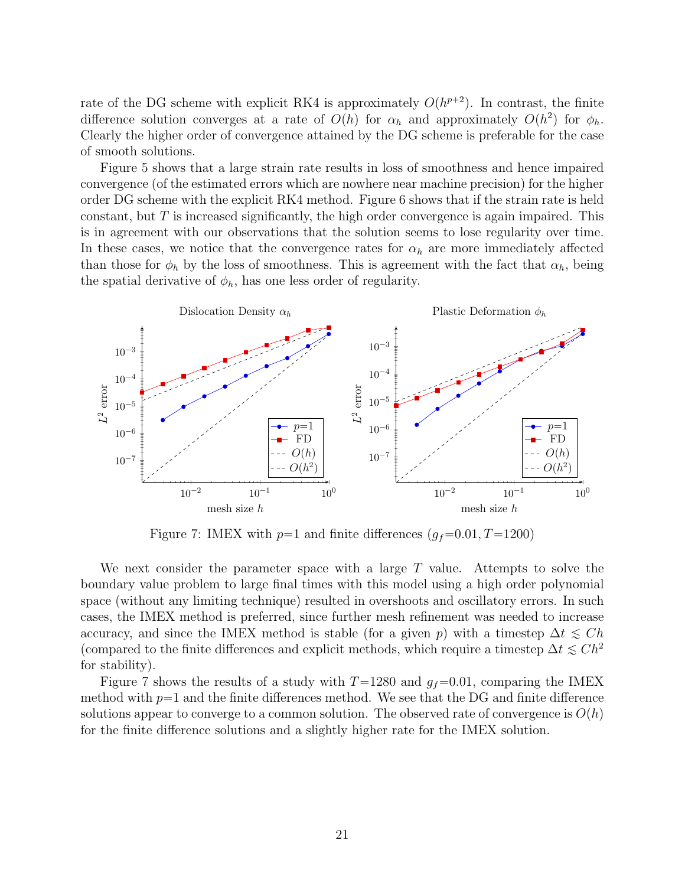rate of the DG scheme with explicit RK4 is approximately $O(h^{p+2})$. In contrast, the finite difference solution converges at a rate of $O(h)$ for $\alpha_h$ and approximately $O(h^2)$ for $\phi_h$. Clearly the higher order of convergence attained by the DG scheme is preferable for the case of smooth solutions.

Figure 5 shows that a large strain rate results in loss of smoothness and hence impaired convergence (of the estimated errors which are nowhere near machine precision) for the higher order DG scheme with the explicit RK4 method. Figure 6 shows that if the strain rate is held constant, but $T$ is increased significantly, the high order convergence is again impaired. This is in agreement with our observations that the solution seems to lose regularity over time. In these cases, we notice that the convergence rates for $\alpha_h$ are more immediately affected than those for $\phi_h$ by the loss of smoothness. This is agreement with the fact that $\alpha_h$, being the spatial derivative of $\phi_h$, has one less order of regularity.

Figure 7: IMEX with $p$=1 and finite differences ($g_f$=0.01, $T$=1200)

We next consider the parameter space with a large $T$ value. Attempts to solve the boundary value problem to large final times with this model using a high order polynomial space (without any limiting technique) resulted in overshoots and oscillatory errors. In such cases, the IMEX method is preferred, since further mesh refinement was needed to increase accuracy, and since the IMEX method is stable (for a given $p$) with a timestep $\Delta t \lesssim Ch$ (compared to the finite differences and explicit methods, which require a timestep $\Delta t \lesssim Ch^2$ for stability).

Figure 7 shows the results of a study with $T$=1280 and $g_f$=0.01, comparing the IMEX method with $p$=1 and the finite differences method. We see that the DG and finite difference solutions appear to converge to a common solution. The observed rate of convergence is $O(h)$ for the finite difference solutions and a slightly higher rate for the IMEX solution.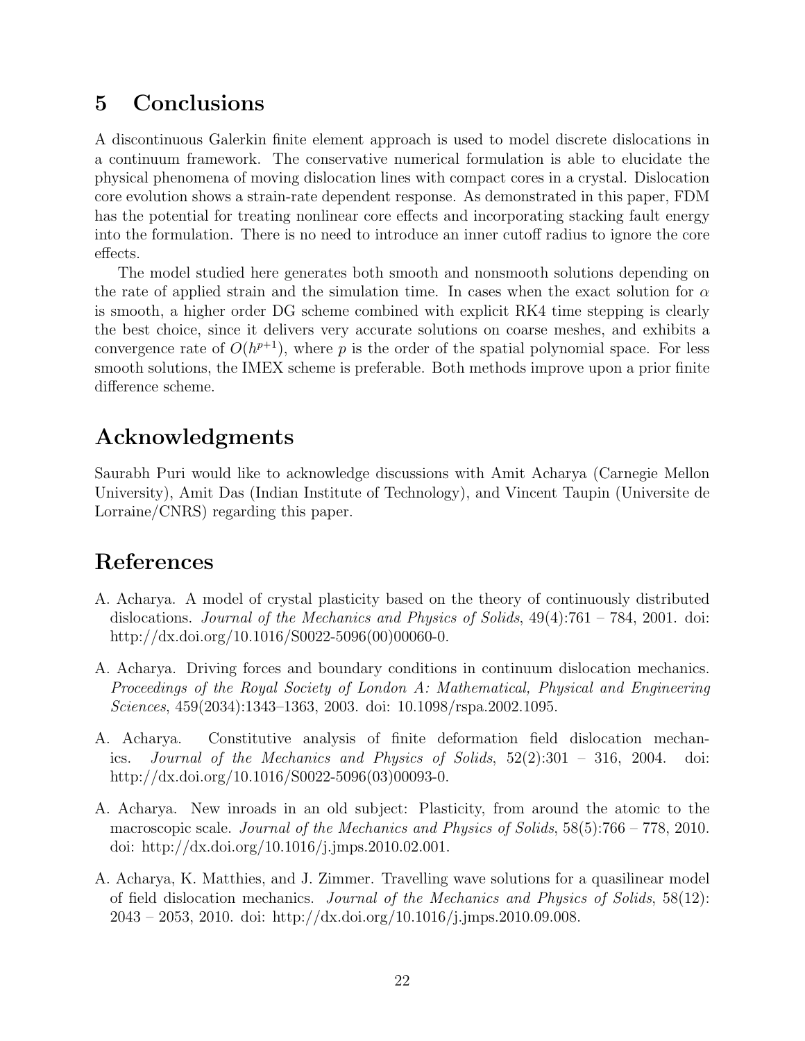## 5 Conclusions

A discontinuous Galerkin finite element approach is used to model discrete dislocations in a continuum framework. The conservative numerical formulation is able to elucidate the physical phenomena of moving dislocation lines with compact cores in a crystal. Dislocation core evolution shows a strain-rate dependent response. As demonstrated in this paper, FDM has the potential for treating nonlinear core effects and incorporating stacking fault energy into the formulation. There is no need to introduce an inner cutoff radius to ignore the core effects.

The model studied here generates both smooth and nonsmooth solutions depending on the rate of applied strain and the simulation time. In cases when the exact solution for $\alpha$ is smooth, a higher order DG scheme combined with explicit RK4 time stepping is clearly the best choice, since it delivers very accurate solutions on coarse meshes, and exhibits a convergence rate of $O(h^{p+1})$, where $p$ is the order of the spatial polynomial space. For less smooth solutions, the IMEX scheme is preferable. Both methods improve upon a prior finite difference scheme.

## Acknowledgments

Saurabh Puri would like to acknowledge discussions with Amit Acharya (Carnegie Mellon University), Amit Das (Indian Institute of Technology), and Vincent Taupin (Universite de Lorraine/CNRS) regarding this paper.

## References

A. Acharya. A model of crystal plasticity based on the theory of continuously distributed dislocations. *Journal of the Mechanics and Physics of Solids*, 49(4):761 – 784, 2001. doi: http://dx.doi.org/10.1016/S0022-5096(00)00060-0.

A. Acharya. Driving forces and boundary conditions in continuum dislocation mechanics. *Proceedings of the Royal Society of London A: Mathematical, Physical and Engineering Sciences*, 459(2034):1343–1363, 2003. doi: 10.1098/rspa.2002.1095.

A. Acharya. Constitutive analysis of finite deformation field dislocation mechanics. *Journal of the Mechanics and Physics of Solids*, 52(2):301 – 316, 2004. doi: http://dx.doi.org/10.1016/S0022-5096(03)00093-0.

A. Acharya. New inroads in an old subject: Plasticity, from around the atomic to the macroscopic scale. *Journal of the Mechanics and Physics of Solids*, 58(5):766 – 778, 2010. doi: http://dx.doi.org/10.1016/j.jmps.2010.02.001.

A. Acharya, K. Matthies, and J. Zimmer. Travelling wave solutions for a quasilinear model of field dislocation mechanics. *Journal of the Mechanics and Physics of Solids*, 58(12): 2043 – 2053, 2010. doi: http://dx.doi.org/10.1016/j.jmps.2010.09.008.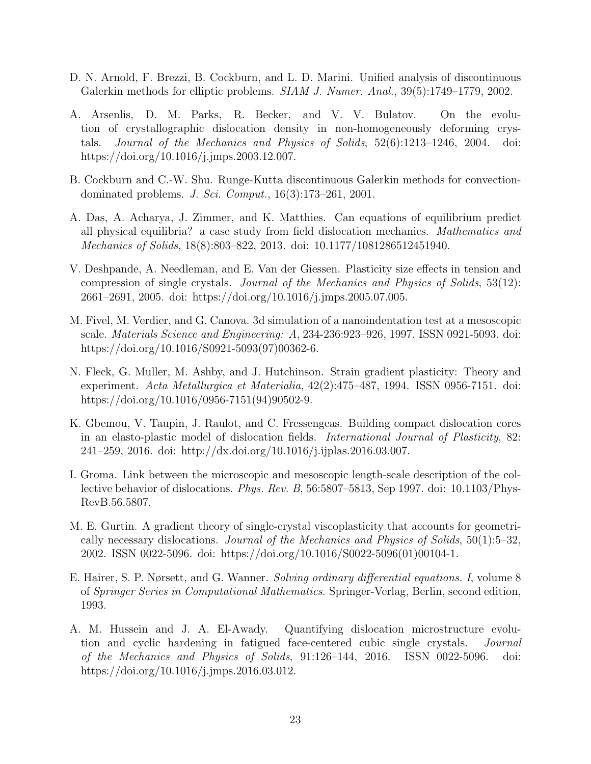D. N. Arnold, F. Brezzi, B. Cockburn, and L. D. Marini. Unified analysis of discontinuous Galerkin methods for elliptic problems. *SIAM J. Numer. Anal.*, 39(5):1749–1779, 2002.

A. Arsenlis, D. M. Parks, R. Becker, and V. V. Bulatov. On the evolution of crystallographic dislocation density in non-homogeneously deforming crystals. *Journal of the Mechanics and Physics of Solids*, 52(6):1213–1246, 2004. doi: https://doi.org/10.1016/j.jmps.2003.12.007.

B. Cockburn and C.-W. Shu. Runge-Kutta discontinuous Galerkin methods for convection-dominated problems. *J. Sci. Comput.*, 16(3):173–261, 2001.

A. Das, A. Acharya, J. Zimmer, and K. Matthies. Can equations of equilibrium predict all physical equilibria? a case study from field dislocation mechanics. *Mathematics and Mechanics of Solids*, 18(8):803–822, 2013. doi: 10.1177/1081286512451940.

V. Deshpande, A. Needleman, and E. Van der Giessen. Plasticity size effects in tension and compression of single crystals. *Journal of the Mechanics and Physics of Solids*, 53(12): 2661–2691, 2005. doi: https://doi.org/10.1016/j.jmps.2005.07.005.

M. Fivel, M. Verdier, and G. Canova. 3d simulation of a nanoindentation test at a mesoscopic scale. *Materials Science and Engineering: A*, 234-236:923–926, 1997. ISSN 0921-5093. doi: https://doi.org/10.1016/S0921-5093(97)00362-6.

N. Fleck, G. Muller, M. Ashby, and J. Hutchinson. Strain gradient plasticity: Theory and experiment. *Acta Metallurgica et Materialia*, 42(2):475–487, 1994. ISSN 0956-7151. doi: https://doi.org/10.1016/0956-7151(94)90502-9.

K. Gbemou, V. Taupin, J. Raulot, and C. Fressengeas. Building compact dislocation cores in an elasto-plastic model of dislocation fields. *International Journal of Plasticity*, 82: 241–259, 2016. doi: http://dx.doi.org/10.1016/j.ijplas.2016.03.007.

I. Groma. Link between the microscopic and mesoscopic length-scale description of the collective behavior of dislocations. *Phys. Rev. B*, 56:5807–5813, Sep 1997. doi: 10.1103/PhysRevB.56.5807.

M. E. Gurtin. A gradient theory of single-crystal viscoplasticity that accounts for geometrically necessary dislocations. *Journal of the Mechanics and Physics of Solids*, 50(1):5–32, 2002. ISSN 0022-5096. doi: https://doi.org/10.1016/S0022-5096(01)00104-1.

E. Hairer, S. P. Nørsett, and G. Wanner. *Solving ordinary differential equations. I*, volume 8 of *Springer Series in Computational Mathematics*. Springer-Verlag, Berlin, second edition, 1993.

A. M. Hussein and J. A. El-Awady. Quantifying dislocation microstructure evolution and cyclic hardening in fatigued face-centered cubic single crystals. *Journal of the Mechanics and Physics of Solids*, 91:126–144, 2016. ISSN 0022-5096. doi: https://doi.org/10.1016/j.jmps.2016.03.012.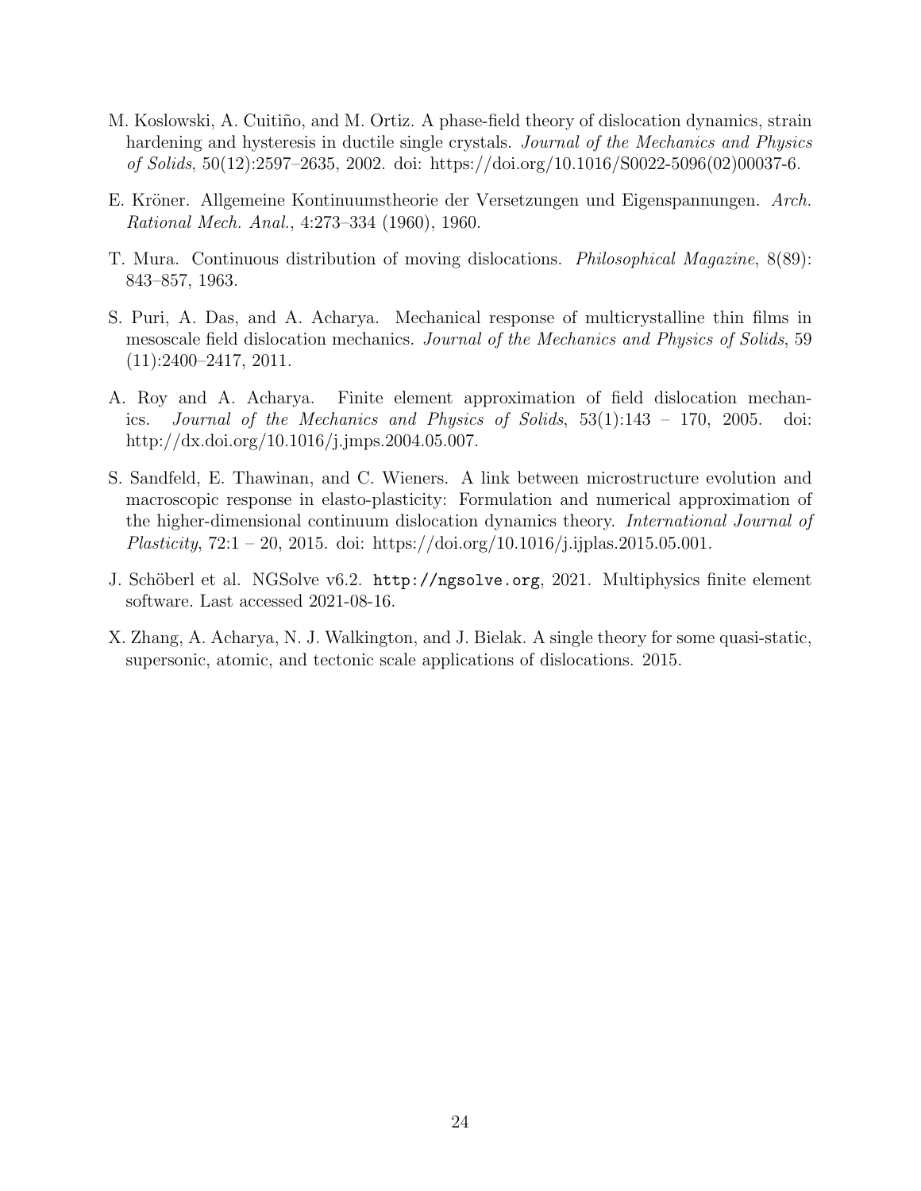M. Koslowski, A. Cuitiño, and M. Ortiz. A phase-field theory of dislocation dynamics, strain hardening and hysteresis in ductile single crystals. *Journal of the Mechanics and Physics of Solids*, 50(12):2597–2635, 2002. doi: https://doi.org/10.1016/S0022-5096(02)00037-6.

E. Kröner. Allgemeine Kontinuumstheorie der Versetzungen und Eigenspannungen. *Arch. Rational Mech. Anal.*, 4:273–334 (1960), 1960.

T. Mura. Continuous distribution of moving dislocations. *Philosophical Magazine*, 8(89): 843–857, 1963.

S. Puri, A. Das, and A. Acharya. Mechanical response of multicrystalline thin films in mesoscale field dislocation mechanics. *Journal of the Mechanics and Physics of Solids*, 59 (11):2400–2417, 2011.

A. Roy and A. Acharya. Finite element approximation of field dislocation mechanics. *Journal of the Mechanics and Physics of Solids*, 53(1):143 – 170, 2005. doi: http://dx.doi.org/10.1016/j.jmps.2004.05.007.

S. Sandfeld, E. Thawinan, and C. Wieners. A link between microstructure evolution and macroscopic response in elasto-plasticity: Formulation and numerical approximation of the higher-dimensional continuum dislocation dynamics theory. *International Journal of Plasticity*, 72:1 – 20, 2015. doi: https://doi.org/10.1016/j.ijplas.2015.05.001.

J. Schöberl et al. NGSolve v6.2. `http://ngsolve.org`, 2021. Multiphysics finite element software. Last accessed 2021-08-16.

X. Zhang, A. Acharya, N. J. Walkington, and J. Bielak. A single theory for some quasi-static, supersonic, atomic, and tectonic scale applications of dislocations. 2015.